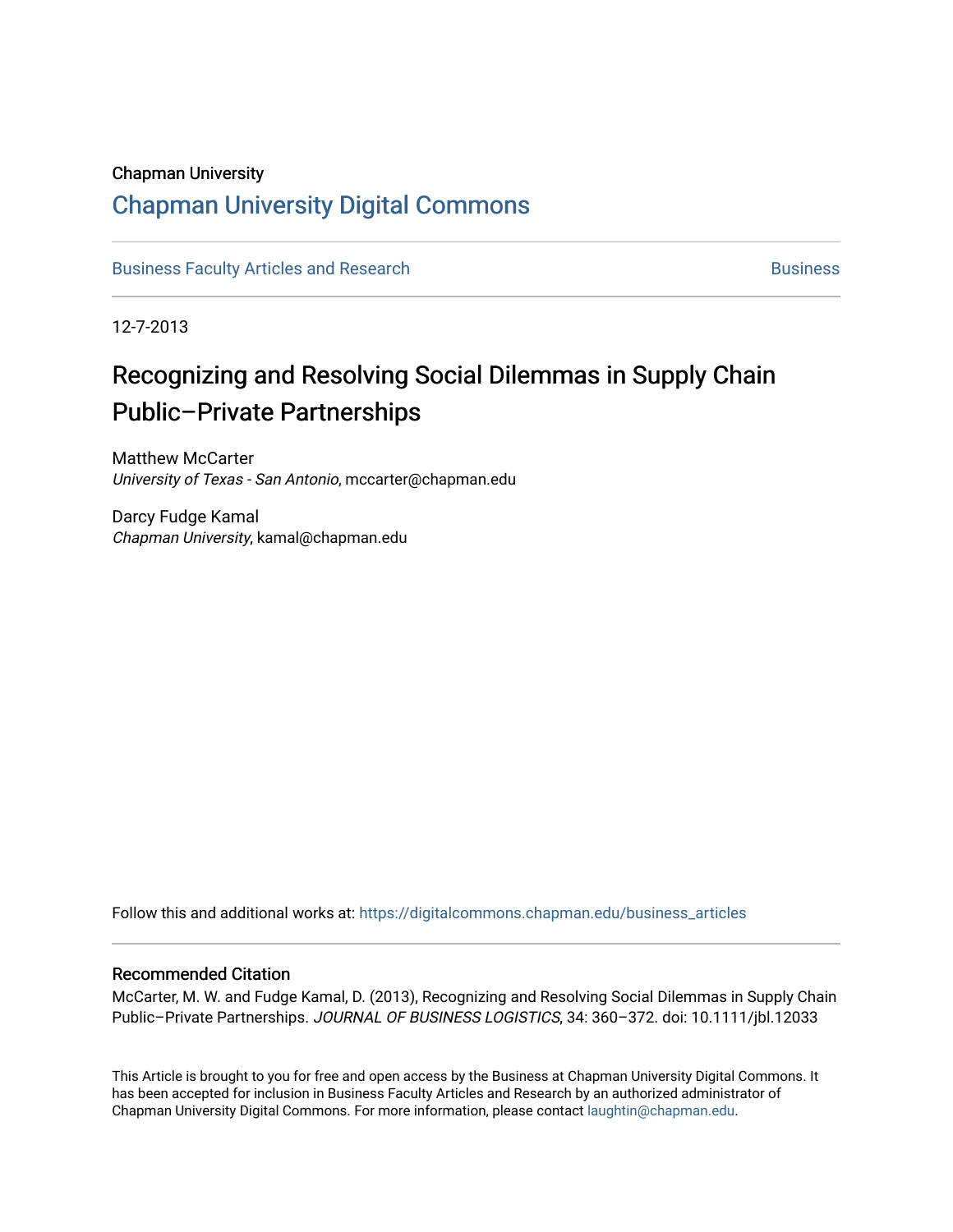Chapman University

# Chapman University Digital Commons

Business Faculty Articles and Research | Business

12-7-2013

## Recognizing and Resolving Social Dilemmas in Supply Chain Public–Private Partnerships

Matthew McCarter
*University of Texas - San Antonio*, mccarter@chapman.edu

Darcy Fudge Kamal
*Chapman University*, kamal@chapman.edu

Follow this and additional works at: https://digitalcommons.chapman.edu/business_articles

### Recommended Citation

McCarter, M. W. and Fudge Kamal, D. (2013), Recognizing and Resolving Social Dilemmas in Supply Chain Public–Private Partnerships. *JOURNAL OF BUSINESS LOGISTICS*, 34: 360–372. doi: 10.1111/jbl.12033

This Article is brought to you for free and open access by the Business at Chapman University Digital Commons. It has been accepted for inclusion in Business Faculty Articles and Research by an authorized administrator of Chapman University Digital Commons. For more information, please contact laughtin@chapman.edu.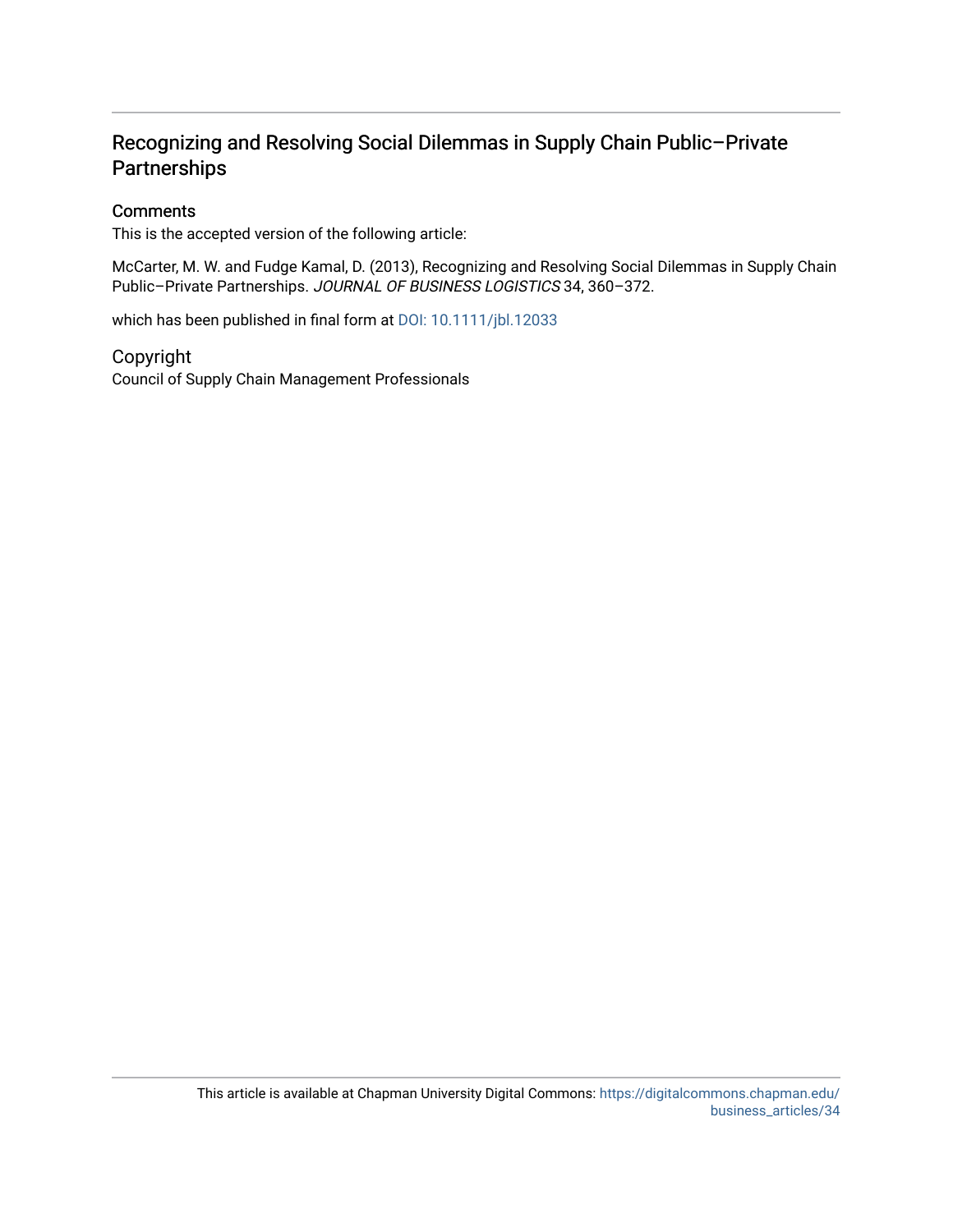# Recognizing and Resolving Social Dilemmas in Supply Chain Public–Private Partnerships

## Comments

This is the accepted version of the following article:

McCarter, M. W. and Fudge Kamal, D. (2013), Recognizing and Resolving Social Dilemmas in Supply Chain Public–Private Partnerships. *JOURNAL OF BUSINESS LOGISTICS* 34, 360–372.

which has been published in final form at DOI: 10.1111/jbl.12033

## Copyright

Council of Supply Chain Management Professionals

This article is available at Chapman University Digital Commons: https://digitalcommons.chapman.edu/business_articles/34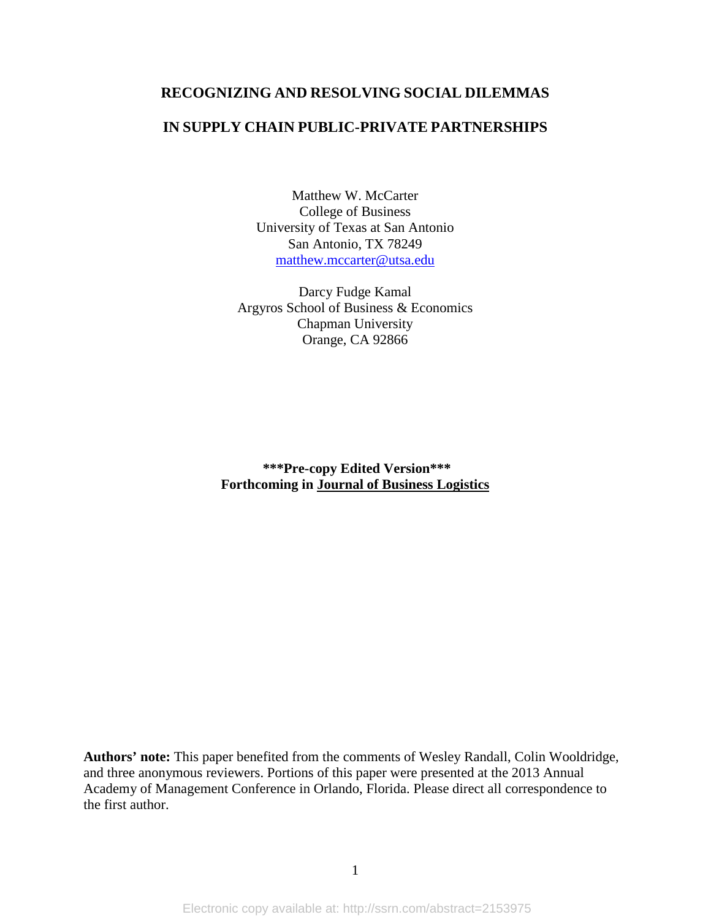# RECOGNIZING AND RESOLVING SOCIAL DILEMMAS

# IN SUPPLY CHAIN PUBLIC-PRIVATE PARTNERSHIPS

Matthew W. McCarter
College of Business
University of Texas at San Antonio
San Antonio, TX 78249
matthew.mccarter@utsa.edu

Darcy Fudge Kamal
Argyros School of Business & Economics
Chapman University
Orange, CA 92866

**\*\*\*Pre-copy Edited Version\*\*\***
**Forthcoming in Journal of Business Logistics**

**Authors' note:** This paper benefited from the comments of Wesley Randall, Colin Wooldridge, and three anonymous reviewers. Portions of this paper were presented at the 2013 Annual Academy of Management Conference in Orlando, Florida. Please direct all correspondence to the first author.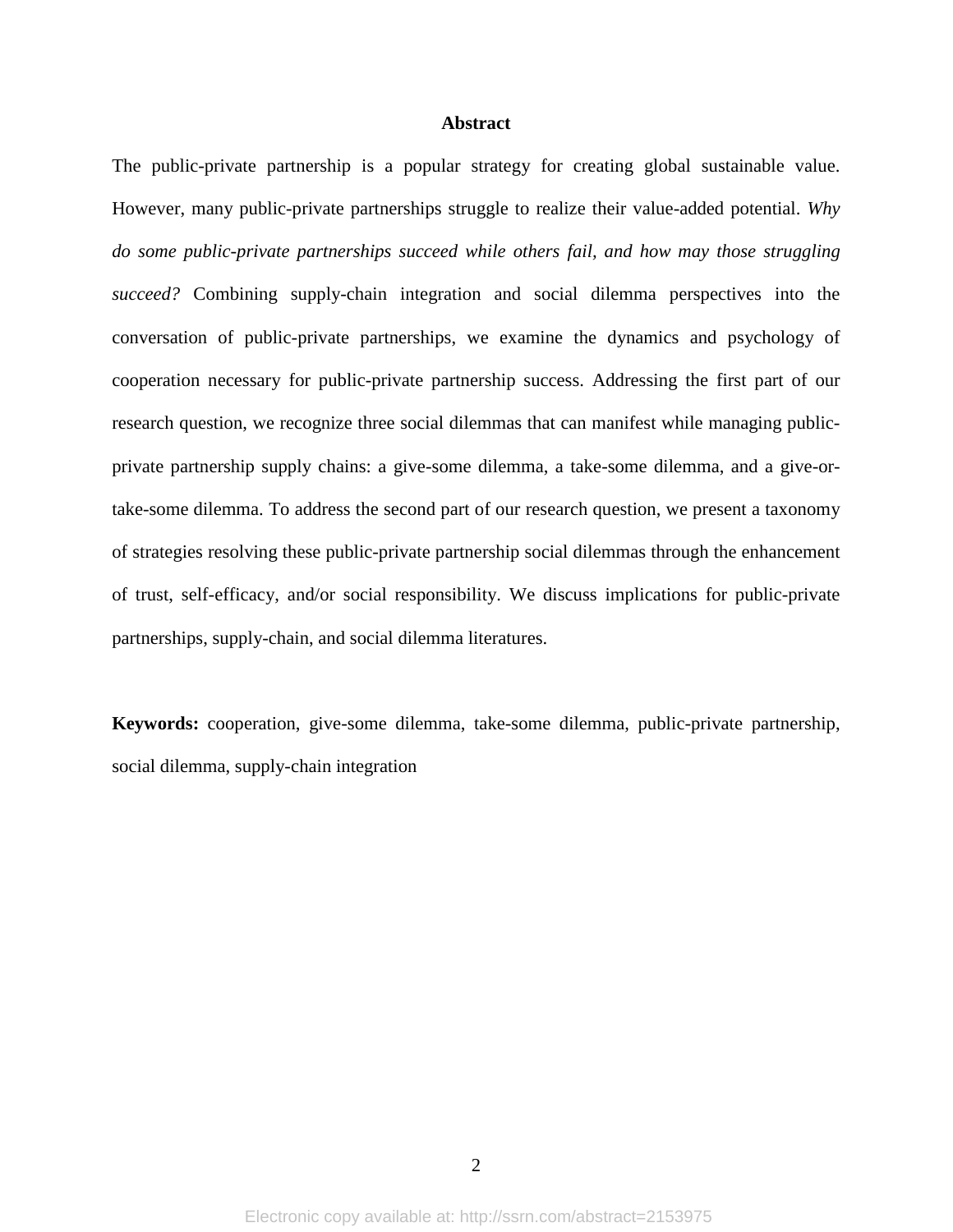## Abstract

The public-private partnership is a popular strategy for creating global sustainable value. However, many public-private partnerships struggle to realize their value-added potential. *Why do some public-private partnerships succeed while others fail, and how may those struggling succeed?* Combining supply-chain integration and social dilemma perspectives into the conversation of public-private partnerships, we examine the dynamics and psychology of cooperation necessary for public-private partnership success. Addressing the first part of our research question, we recognize three social dilemmas that can manifest while managing public-private partnership supply chains: a give-some dilemma, a take-some dilemma, and a give-or-take-some dilemma. To address the second part of our research question, we present a taxonomy of strategies resolving these public-private partnership social dilemmas through the enhancement of trust, self-efficacy, and/or social responsibility. We discuss implications for public-private partnerships, supply-chain, and social dilemma literatures.

**Keywords:** cooperation, give-some dilemma, take-some dilemma, public-private partnership, social dilemma, supply-chain integration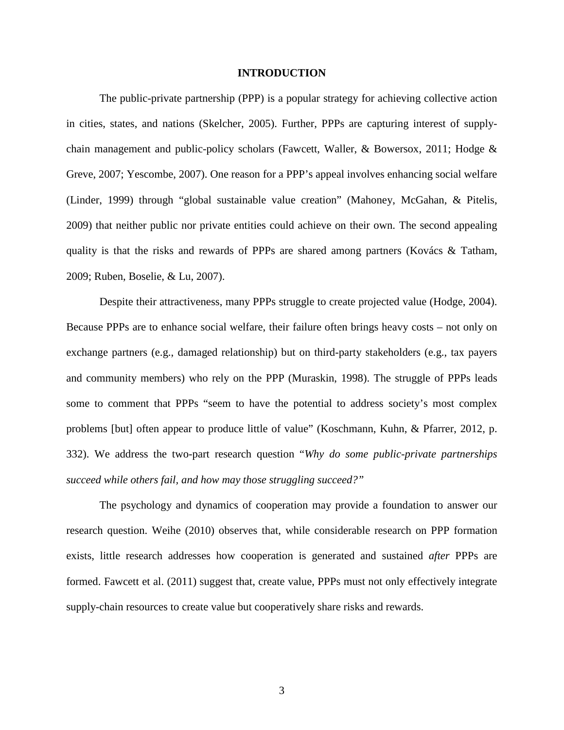# INTRODUCTION

The public-private partnership (PPP) is a popular strategy for achieving collective action in cities, states, and nations (Skelcher, 2005). Further, PPPs are capturing interest of supply-chain management and public-policy scholars (Fawcett, Waller, & Bowersox, 2011; Hodge & Greve, 2007; Yescombe, 2007). One reason for a PPP's appeal involves enhancing social welfare (Linder, 1999) through "global sustainable value creation" (Mahoney, McGahan, & Pitelis, 2009) that neither public nor private entities could achieve on their own. The second appealing quality is that the risks and rewards of PPPs are shared among partners (Kovács & Tatham, 2009; Ruben, Boselie, & Lu, 2007).

Despite their attractiveness, many PPPs struggle to create projected value (Hodge, 2004). Because PPPs are to enhance social welfare, their failure often brings heavy costs – not only on exchange partners (e.g., damaged relationship) but on third-party stakeholders (e.g., tax payers and community members) who rely on the PPP (Muraskin, 1998). The struggle of PPPs leads some to comment that PPPs "seem to have the potential to address society's most complex problems [but] often appear to produce little of value" (Koschmann, Kuhn, & Pfarrer, 2012, p. 332). We address the two-part research question "*Why do some public-private partnerships succeed while others fail, and how may those struggling succeed?"*

The psychology and dynamics of cooperation may provide a foundation to answer our research question. Weihe (2010) observes that, while considerable research on PPP formation exists, little research addresses how cooperation is generated and sustained *after* PPPs are formed. Fawcett et al. (2011) suggest that, create value, PPPs must not only effectively integrate supply-chain resources to create value but cooperatively share risks and rewards.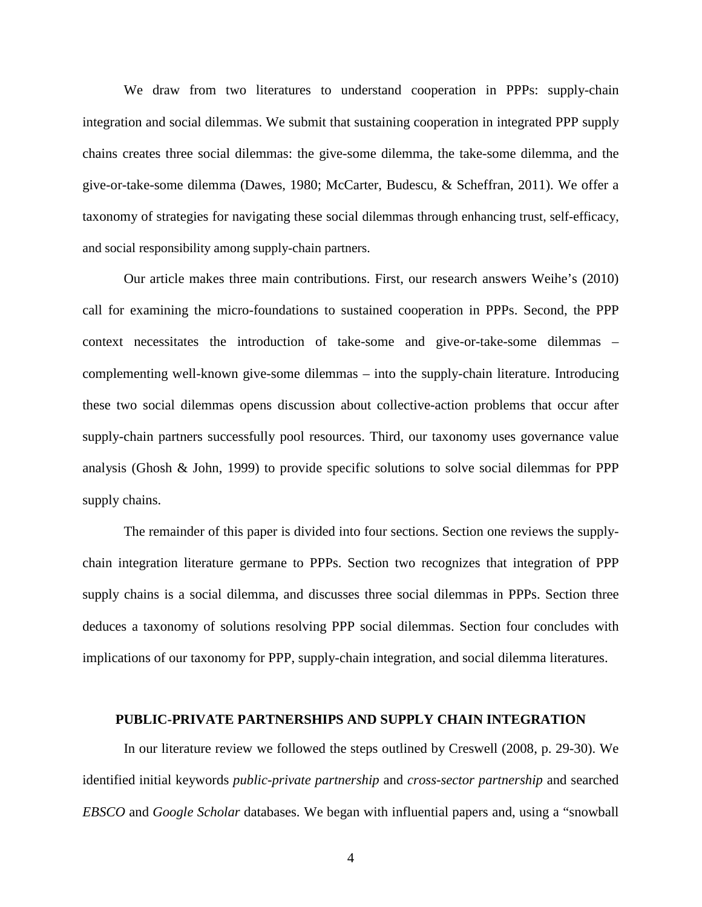We draw from two literatures to understand cooperation in PPPs: supply-chain integration and social dilemmas. We submit that sustaining cooperation in integrated PPP supply chains creates three social dilemmas: the give-some dilemma, the take-some dilemma, and the give-or-take-some dilemma (Dawes, 1980; McCarter, Budescu, & Scheffran, 2011). We offer a taxonomy of strategies for navigating these social dilemmas through enhancing trust, self-efficacy, and social responsibility among supply-chain partners.

Our article makes three main contributions. First, our research answers Weihe's (2010) call for examining the micro-foundations to sustained cooperation in PPPs. Second, the PPP context necessitates the introduction of take-some and give-or-take-some dilemmas – complementing well-known give-some dilemmas – into the supply-chain literature. Introducing these two social dilemmas opens discussion about collective-action problems that occur after supply-chain partners successfully pool resources. Third, our taxonomy uses governance value analysis (Ghosh & John, 1999) to provide specific solutions to solve social dilemmas for PPP supply chains.

The remainder of this paper is divided into four sections. Section one reviews the supply-chain integration literature germane to PPPs. Section two recognizes that integration of PPP supply chains is a social dilemma, and discusses three social dilemmas in PPPs. Section three deduces a taxonomy of solutions resolving PPP social dilemmas. Section four concludes with implications of our taxonomy for PPP, supply-chain integration, and social dilemma literatures.

## PUBLIC-PRIVATE PARTNERSHIPS AND SUPPLY CHAIN INTEGRATION

In our literature review we followed the steps outlined by Creswell (2008, p. 29-30). We identified initial keywords *public-private partnership* and *cross-sector partnership* and searched *EBSCO* and *Google Scholar* databases. We began with influential papers and, using a "snowball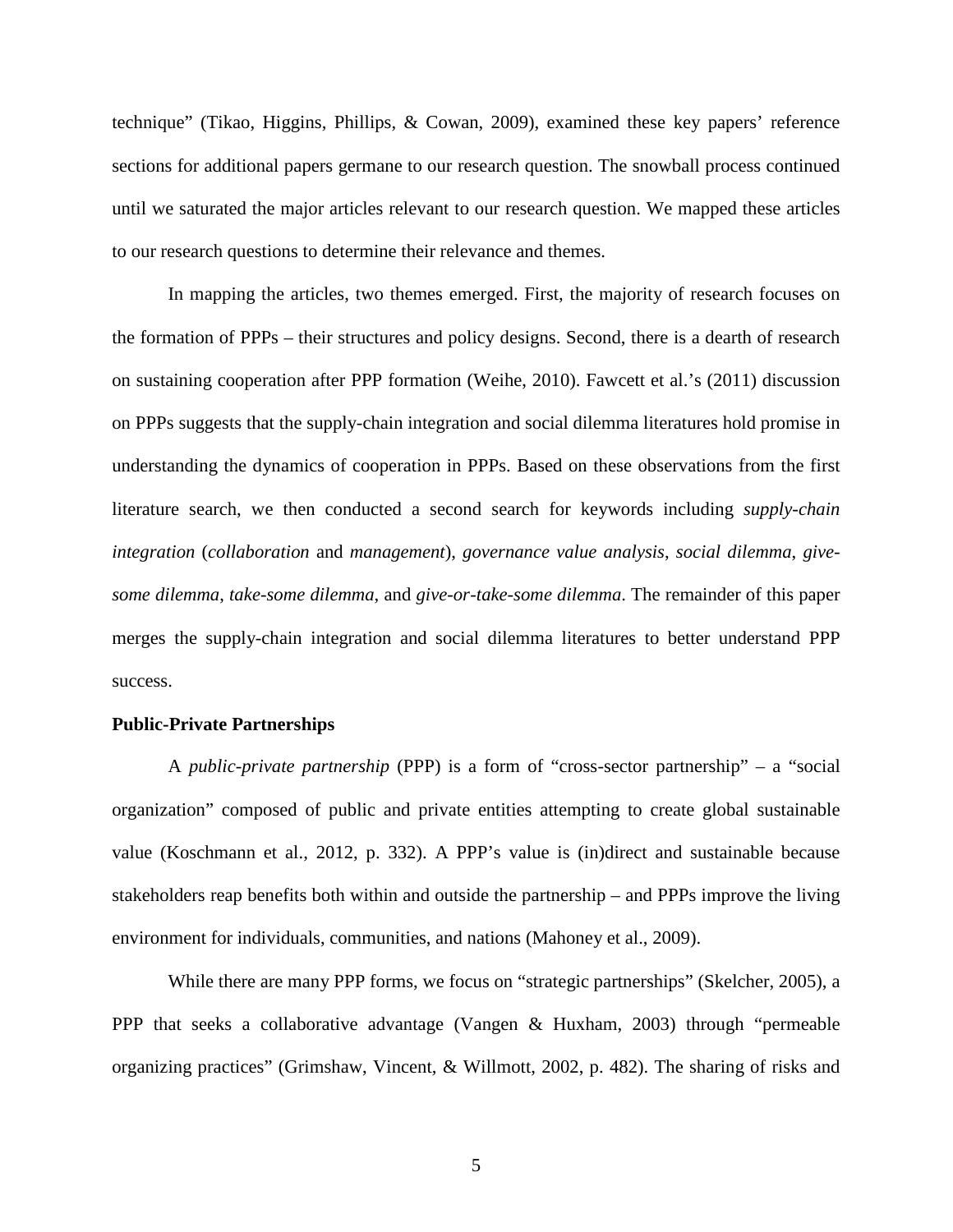technique" (Tikao, Higgins, Phillips, & Cowan, 2009), examined these key papers' reference sections for additional papers germane to our research question. The snowball process continued until we saturated the major articles relevant to our research question. We mapped these articles to our research questions to determine their relevance and themes.

In mapping the articles, two themes emerged. First, the majority of research focuses on the formation of PPPs – their structures and policy designs. Second, there is a dearth of research on sustaining cooperation after PPP formation (Weihe, 2010). Fawcett et al.'s (2011) discussion on PPPs suggests that the supply-chain integration and social dilemma literatures hold promise in understanding the dynamics of cooperation in PPPs. Based on these observations from the first literature search, we then conducted a second search for keywords including *supply-chain integration* (*collaboration* and *management*), *governance value analysis*, *social dilemma*, *give-some dilemma*, *take-some dilemma*, and *give-or-take-some dilemma*. The remainder of this paper merges the supply-chain integration and social dilemma literatures to better understand PPP success.

**Public-Private Partnerships**

A *public-private partnership* (PPP) is a form of "cross-sector partnership" – a "social organization" composed of public and private entities attempting to create global sustainable value (Koschmann et al., 2012, p. 332). A PPP's value is (in)direct and sustainable because stakeholders reap benefits both within and outside the partnership – and PPPs improve the living environment for individuals, communities, and nations (Mahoney et al., 2009).

While there are many PPP forms, we focus on "strategic partnerships" (Skelcher, 2005), a PPP that seeks a collaborative advantage (Vangen & Huxham, 2003) through "permeable organizing practices" (Grimshaw, Vincent, & Willmott, 2002, p. 482). The sharing of risks and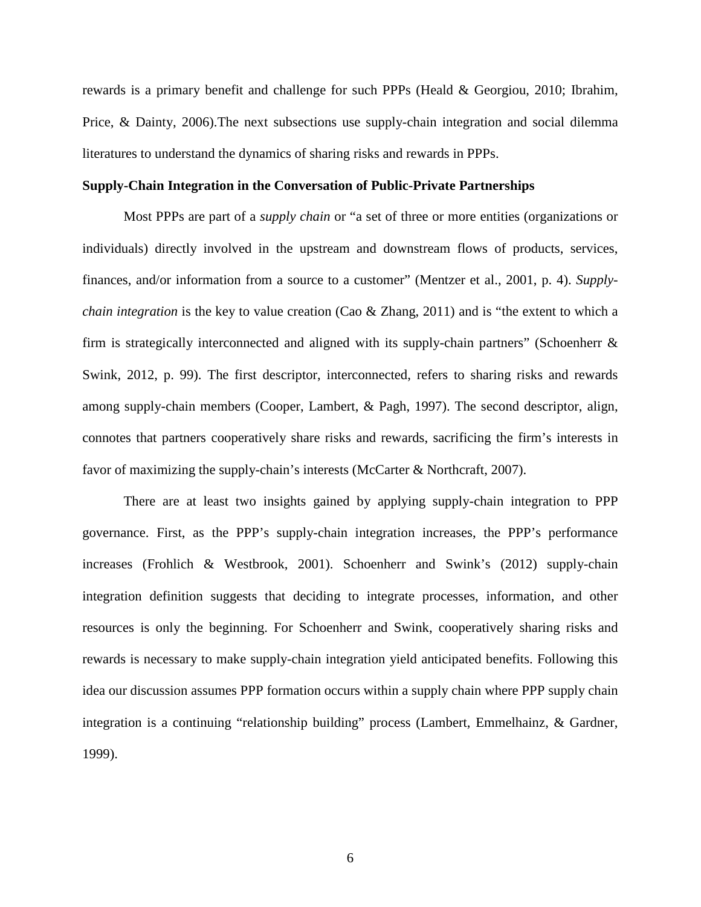rewards is a primary benefit and challenge for such PPPs (Heald & Georgiou, 2010; Ibrahim, Price, & Dainty, 2006).The next subsections use supply-chain integration and social dilemma literatures to understand the dynamics of sharing risks and rewards in PPPs.

**Supply-Chain Integration in the Conversation of Public-Private Partnerships**

Most PPPs are part of a *supply chain* or "a set of three or more entities (organizations or individuals) directly involved in the upstream and downstream flows of products, services, finances, and/or information from a source to a customer" (Mentzer et al., 2001, p. 4). *Supply-chain integration* is the key to value creation (Cao & Zhang, 2011) and is "the extent to which a firm is strategically interconnected and aligned with its supply-chain partners" (Schoenherr & Swink, 2012, p. 99). The first descriptor, interconnected, refers to sharing risks and rewards among supply-chain members (Cooper, Lambert, & Pagh, 1997). The second descriptor, align, connotes that partners cooperatively share risks and rewards, sacrificing the firm's interests in favor of maximizing the supply-chain's interests (McCarter & Northcraft, 2007).

There are at least two insights gained by applying supply-chain integration to PPP governance. First, as the PPP's supply-chain integration increases, the PPP's performance increases (Frohlich & Westbrook, 2001). Schoenherr and Swink's (2012) supply-chain integration definition suggests that deciding to integrate processes, information, and other resources is only the beginning. For Schoenherr and Swink, cooperatively sharing risks and rewards is necessary to make supply-chain integration yield anticipated benefits. Following this idea our discussion assumes PPP formation occurs within a supply chain where PPP supply chain integration is a continuing "relationship building" process (Lambert, Emmelhainz, & Gardner, 1999).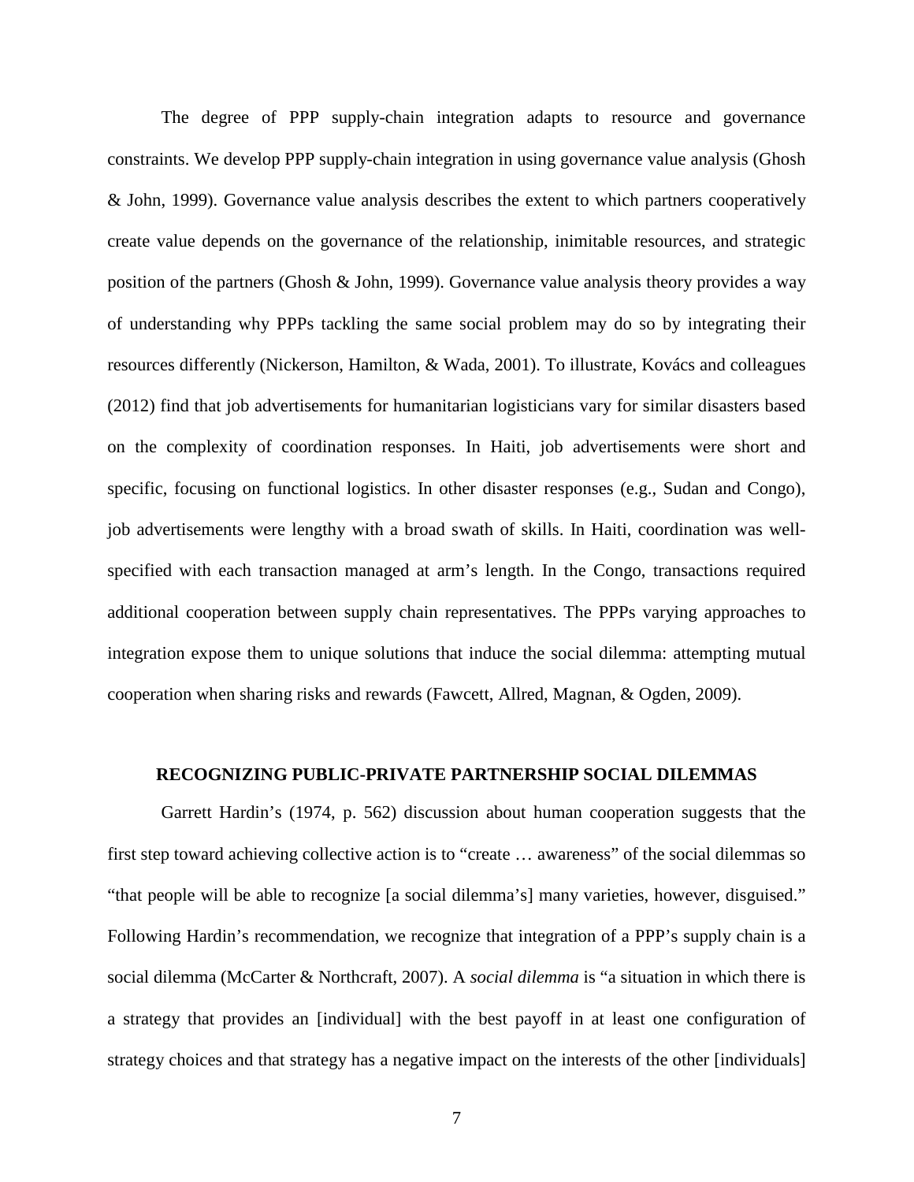The degree of PPP supply-chain integration adapts to resource and governance constraints. We develop PPP supply-chain integration in using governance value analysis (Ghosh & John, 1999). Governance value analysis describes the extent to which partners cooperatively create value depends on the governance of the relationship, inimitable resources, and strategic position of the partners (Ghosh & John, 1999). Governance value analysis theory provides a way of understanding why PPPs tackling the same social problem may do so by integrating their resources differently (Nickerson, Hamilton, & Wada, 2001). To illustrate, Kovács and colleagues (2012) find that job advertisements for humanitarian logisticians vary for similar disasters based on the complexity of coordination responses. In Haiti, job advertisements were short and specific, focusing on functional logistics. In other disaster responses (e.g., Sudan and Congo), job advertisements were lengthy with a broad swath of skills. In Haiti, coordination was well-specified with each transaction managed at arm's length. In the Congo, transactions required additional cooperation between supply chain representatives. The PPPs varying approaches to integration expose them to unique solutions that induce the social dilemma: attempting mutual cooperation when sharing risks and rewards (Fawcett, Allred, Magnan, & Ogden, 2009).

## RECOGNIZING PUBLIC-PRIVATE PARTNERSHIP SOCIAL DILEMMAS

Garrett Hardin's (1974, p. 562) discussion about human cooperation suggests that the first step toward achieving collective action is to "create … awareness" of the social dilemmas so "that people will be able to recognize [a social dilemma's] many varieties, however, disguised." Following Hardin's recommendation, we recognize that integration of a PPP's supply chain is a social dilemma (McCarter & Northcraft, 2007). A *social dilemma* is "a situation in which there is a strategy that provides an [individual] with the best payoff in at least one configuration of strategy choices and that strategy has a negative impact on the interests of the other [individuals]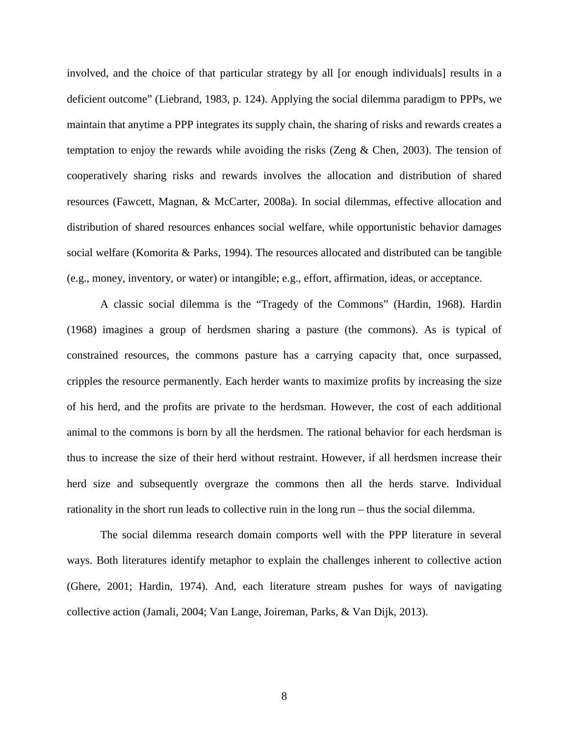involved, and the choice of that particular strategy by all [or enough individuals] results in a deficient outcome" (Liebrand, 1983, p. 124). Applying the social dilemma paradigm to PPPs, we maintain that anytime a PPP integrates its supply chain, the sharing of risks and rewards creates a temptation to enjoy the rewards while avoiding the risks (Zeng & Chen, 2003). The tension of cooperatively sharing risks and rewards involves the allocation and distribution of shared resources (Fawcett, Magnan, & McCarter, 2008a). In social dilemmas, effective allocation and distribution of shared resources enhances social welfare, while opportunistic behavior damages social welfare (Komorita & Parks, 1994). The resources allocated and distributed can be tangible (e.g., money, inventory, or water) or intangible; e.g., effort, affirmation, ideas, or acceptance.

A classic social dilemma is the "Tragedy of the Commons" (Hardin, 1968). Hardin (1968) imagines a group of herdsmen sharing a pasture (the commons). As is typical of constrained resources, the commons pasture has a carrying capacity that, once surpassed, cripples the resource permanently. Each herder wants to maximize profits by increasing the size of his herd, and the profits are private to the herdsman. However, the cost of each additional animal to the commons is born by all the herdsmen. The rational behavior for each herdsman is thus to increase the size of their herd without restraint. However, if all herdsmen increase their herd size and subsequently overgraze the commons then all the herds starve. Individual rationality in the short run leads to collective ruin in the long run – thus the social dilemma.

The social dilemma research domain comports well with the PPP literature in several ways. Both literatures identify metaphor to explain the challenges inherent to collective action (Ghere, 2001; Hardin, 1974). And, each literature stream pushes for ways of navigating collective action (Jamali, 2004; Van Lange, Joireman, Parks, & Van Dijk, 2013).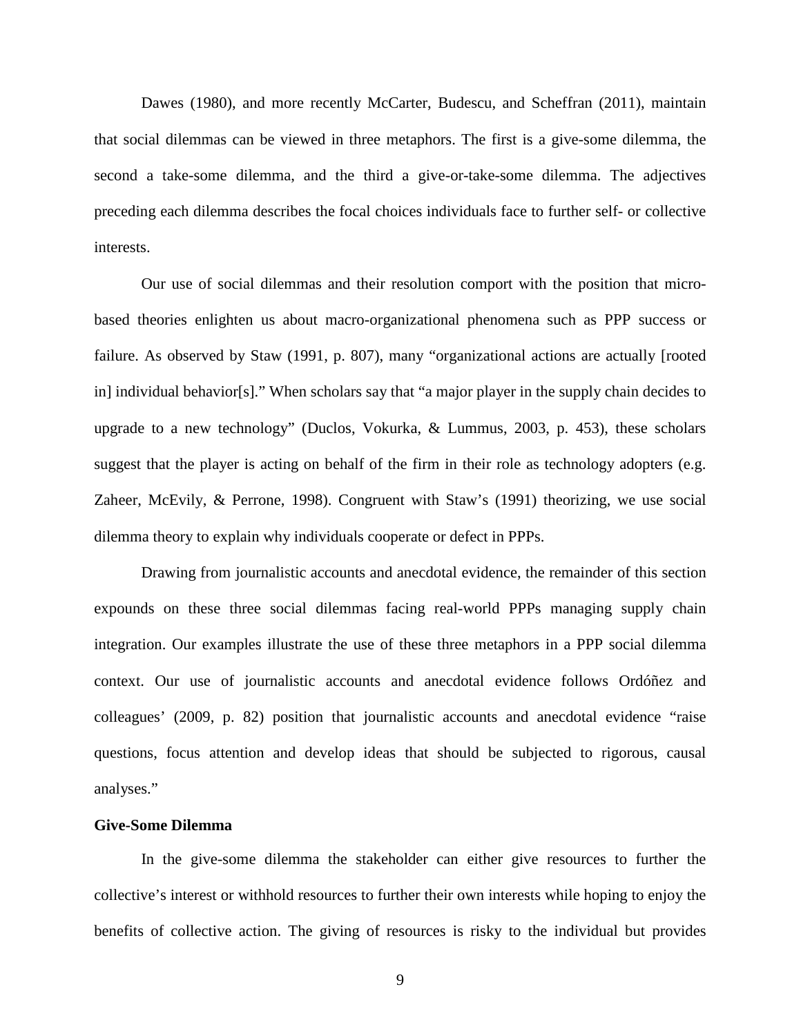Dawes (1980), and more recently McCarter, Budescu, and Scheffran (2011), maintain that social dilemmas can be viewed in three metaphors. The first is a give-some dilemma, the second a take-some dilemma, and the third a give-or-take-some dilemma. The adjectives preceding each dilemma describes the focal choices individuals face to further self- or collective interests.

Our use of social dilemmas and their resolution comport with the position that micro-based theories enlighten us about macro-organizational phenomena such as PPP success or failure. As observed by Staw (1991, p. 807), many "organizational actions are actually [rooted in] individual behavior[s]." When scholars say that "a major player in the supply chain decides to upgrade to a new technology" (Duclos, Vokurka, & Lummus, 2003, p. 453), these scholars suggest that the player is acting on behalf of the firm in their role as technology adopters (e.g. Zaheer, McEvily, & Perrone, 1998). Congruent with Staw's (1991) theorizing, we use social dilemma theory to explain why individuals cooperate or defect in PPPs.

Drawing from journalistic accounts and anecdotal evidence, the remainder of this section expounds on these three social dilemmas facing real-world PPPs managing supply chain integration. Our examples illustrate the use of these three metaphors in a PPP social dilemma context. Our use of journalistic accounts and anecdotal evidence follows Ordóñez and colleagues' (2009, p. 82) position that journalistic accounts and anecdotal evidence "raise questions, focus attention and develop ideas that should be subjected to rigorous, causal analyses."

**Give-Some Dilemma**

In the give-some dilemma the stakeholder can either give resources to further the collective's interest or withhold resources to further their own interests while hoping to enjoy the benefits of collective action. The giving of resources is risky to the individual but provides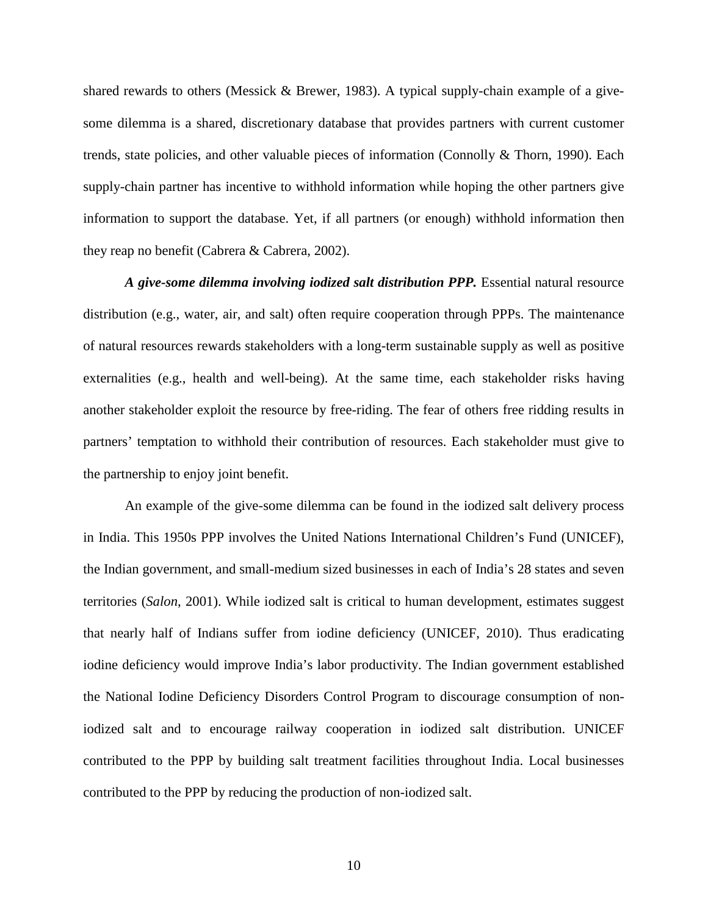shared rewards to others (Messick & Brewer, 1983). A typical supply-chain example of a give-some dilemma is a shared, discretionary database that provides partners with current customer trends, state policies, and other valuable pieces of information (Connolly & Thorn, 1990). Each supply-chain partner has incentive to withhold information while hoping the other partners give information to support the database. Yet, if all partners (or enough) withhold information then they reap no benefit (Cabrera & Cabrera, 2002).

***A give-some dilemma involving iodized salt distribution PPP.*** Essential natural resource distribution (e.g., water, air, and salt) often require cooperation through PPPs. The maintenance of natural resources rewards stakeholders with a long-term sustainable supply as well as positive externalities (e.g., health and well-being). At the same time, each stakeholder risks having another stakeholder exploit the resource by free-riding. The fear of others free ridding results in partners' temptation to withhold their contribution of resources. Each stakeholder must give to the partnership to enjoy joint benefit.

An example of the give-some dilemma can be found in the iodized salt delivery process in India. This 1950s PPP involves the United Nations International Children's Fund (UNICEF), the Indian government, and small-medium sized businesses in each of India's 28 states and seven territories (*Salon*, 2001). While iodized salt is critical to human development, estimates suggest that nearly half of Indians suffer from iodine deficiency (UNICEF, 2010). Thus eradicating iodine deficiency would improve India's labor productivity. The Indian government established the National Iodine Deficiency Disorders Control Program to discourage consumption of non-iodized salt and to encourage railway cooperation in iodized salt distribution. UNICEF contributed to the PPP by building salt treatment facilities throughout India. Local businesses contributed to the PPP by reducing the production of non-iodized salt.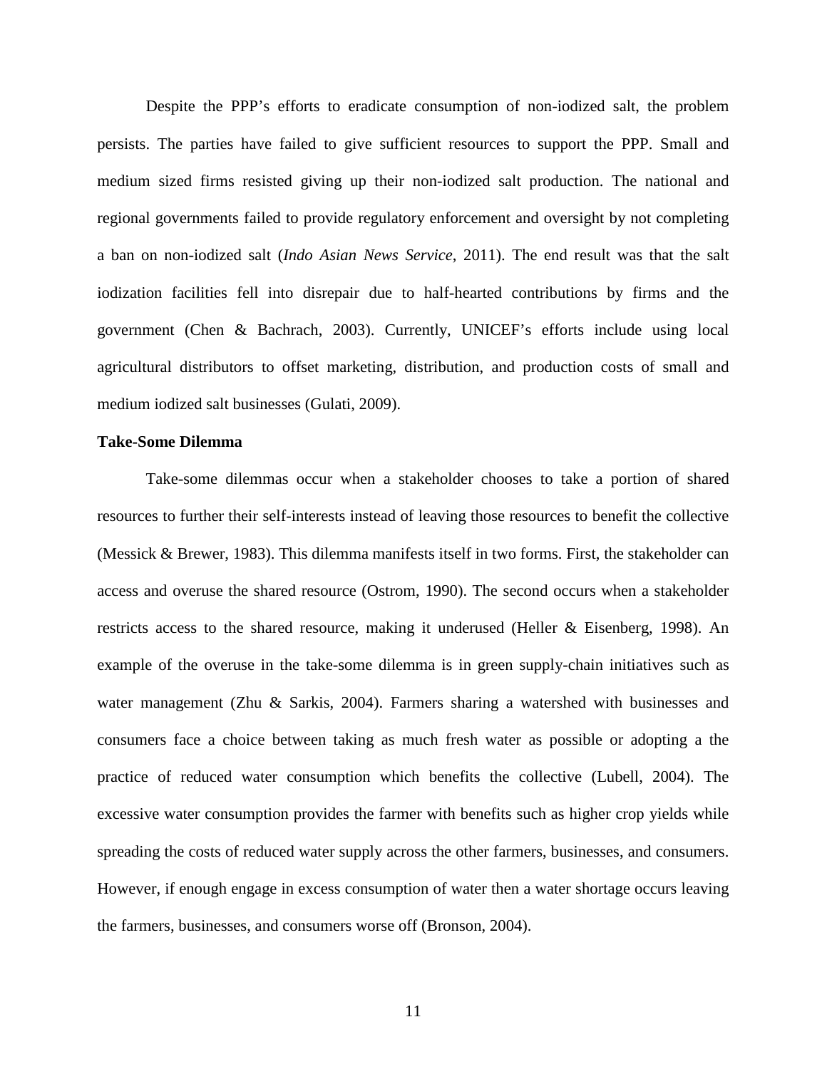Despite the PPP's efforts to eradicate consumption of non-iodized salt, the problem persists. The parties have failed to give sufficient resources to support the PPP. Small and medium sized firms resisted giving up their non-iodized salt production. The national and regional governments failed to provide regulatory enforcement and oversight by not completing a ban on non-iodized salt (*Indo Asian News Service*, 2011). The end result was that the salt iodization facilities fell into disrepair due to half-hearted contributions by firms and the government (Chen & Bachrach, 2003). Currently, UNICEF's efforts include using local agricultural distributors to offset marketing, distribution, and production costs of small and medium iodized salt businesses (Gulati, 2009).

**Take-Some Dilemma**

Take-some dilemmas occur when a stakeholder chooses to take a portion of shared resources to further their self-interests instead of leaving those resources to benefit the collective (Messick & Brewer, 1983). This dilemma manifests itself in two forms. First, the stakeholder can access and overuse the shared resource (Ostrom, 1990). The second occurs when a stakeholder restricts access to the shared resource, making it underused (Heller & Eisenberg, 1998). An example of the overuse in the take-some dilemma is in green supply-chain initiatives such as water management (Zhu & Sarkis, 2004). Farmers sharing a watershed with businesses and consumers face a choice between taking as much fresh water as possible or adopting a the practice of reduced water consumption which benefits the collective (Lubell, 2004). The excessive water consumption provides the farmer with benefits such as higher crop yields while spreading the costs of reduced water supply across the other farmers, businesses, and consumers. However, if enough engage in excess consumption of water then a water shortage occurs leaving the farmers, businesses, and consumers worse off (Bronson, 2004).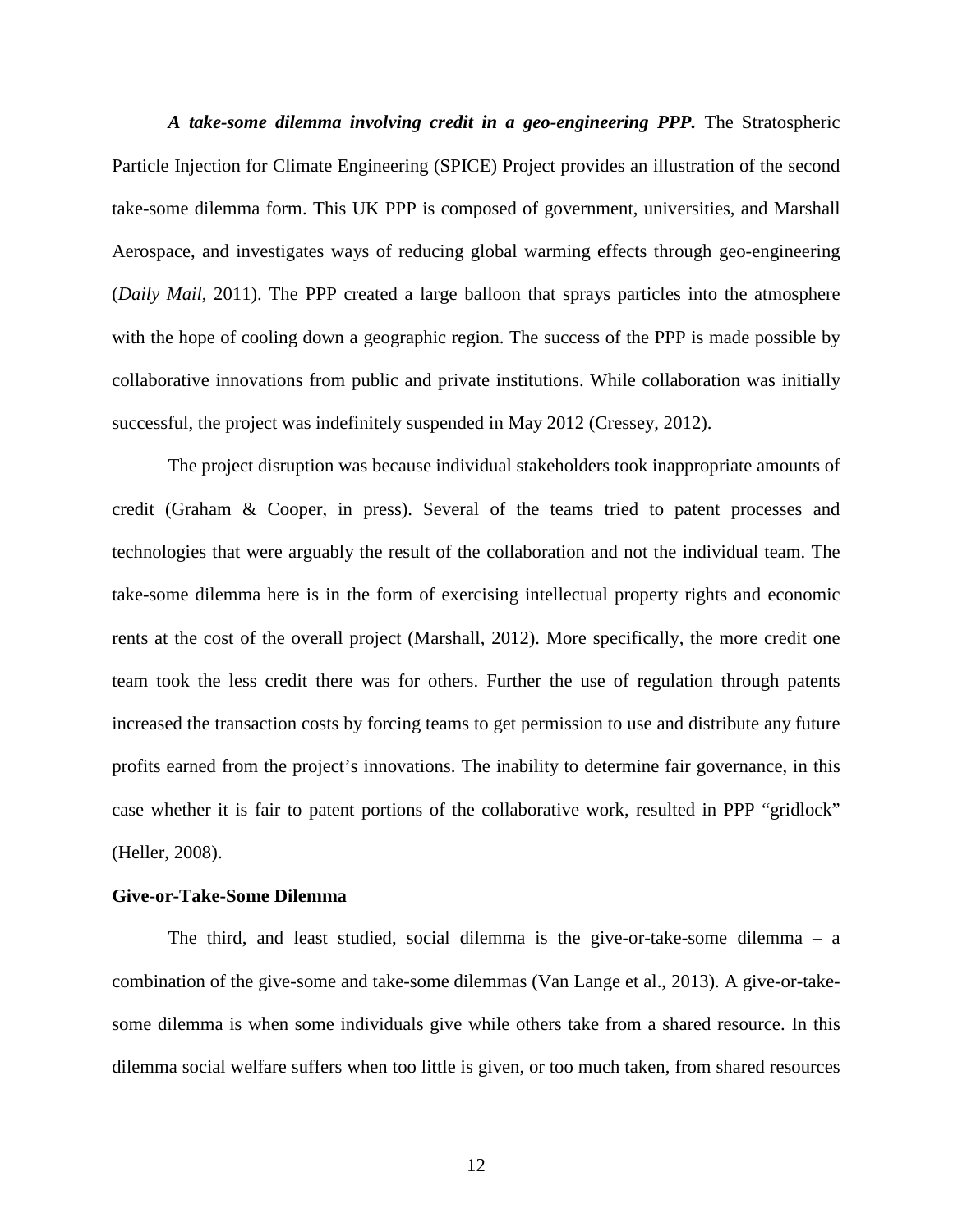***A take-some dilemma involving credit in a geo-engineering PPP.*** The Stratospheric Particle Injection for Climate Engineering (SPICE) Project provides an illustration of the second take-some dilemma form. This UK PPP is composed of government, universities, and Marshall Aerospace, and investigates ways of reducing global warming effects through geo-engineering (*Daily Mail*, 2011). The PPP created a large balloon that sprays particles into the atmosphere with the hope of cooling down a geographic region. The success of the PPP is made possible by collaborative innovations from public and private institutions. While collaboration was initially successful, the project was indefinitely suspended in May 2012 (Cressey, 2012).

The project disruption was because individual stakeholders took inappropriate amounts of credit (Graham & Cooper, in press). Several of the teams tried to patent processes and technologies that were arguably the result of the collaboration and not the individual team. The take-some dilemma here is in the form of exercising intellectual property rights and economic rents at the cost of the overall project (Marshall, 2012). More specifically, the more credit one team took the less credit there was for others. Further the use of regulation through patents increased the transaction costs by forcing teams to get permission to use and distribute any future profits earned from the project's innovations. The inability to determine fair governance, in this case whether it is fair to patent portions of the collaborative work, resulted in PPP "gridlock" (Heller, 2008).

**Give-or-Take-Some Dilemma**

The third, and least studied, social dilemma is the give-or-take-some dilemma – a combination of the give-some and take-some dilemmas (Van Lange et al., 2013). A give-or-take-some dilemma is when some individuals give while others take from a shared resource. In this dilemma social welfare suffers when too little is given, or too much taken, from shared resources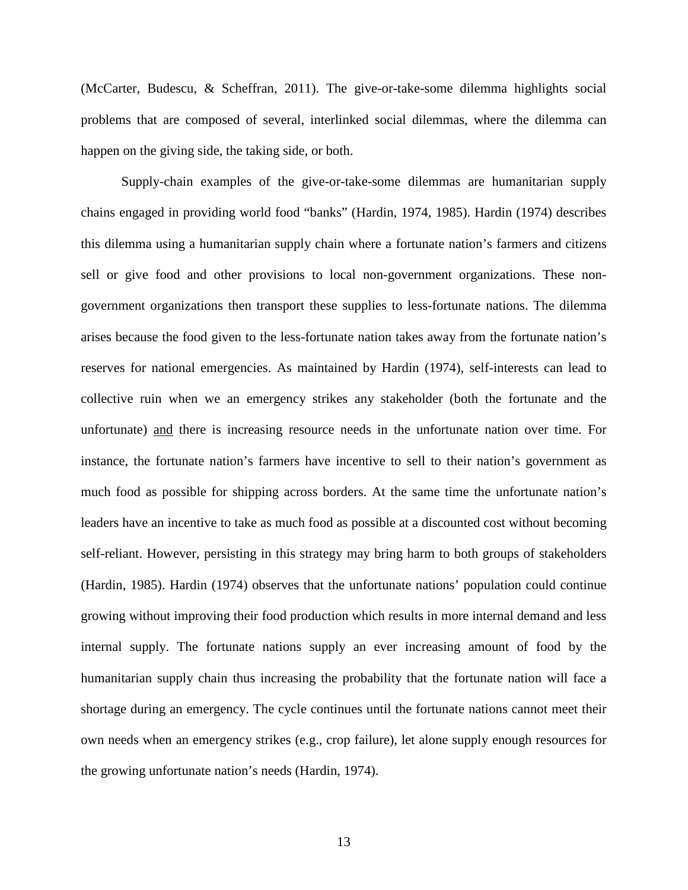(McCarter, Budescu, & Scheffran, 2011). The give-or-take-some dilemma highlights social problems that are composed of several, interlinked social dilemmas, where the dilemma can happen on the giving side, the taking side, or both.

Supply-chain examples of the give-or-take-some dilemmas are humanitarian supply chains engaged in providing world food "banks" (Hardin, 1974, 1985). Hardin (1974) describes this dilemma using a humanitarian supply chain where a fortunate nation's farmers and citizens sell or give food and other provisions to local non-government organizations. These non-government organizations then transport these supplies to less-fortunate nations. The dilemma arises because the food given to the less-fortunate nation takes away from the fortunate nation's reserves for national emergencies. As maintained by Hardin (1974), self-interests can lead to collective ruin when we an emergency strikes any stakeholder (both the fortunate and the unfortunate) <u>and</u> there is increasing resource needs in the unfortunate nation over time. For instance, the fortunate nation's farmers have incentive to sell to their nation's government as much food as possible for shipping across borders. At the same time the unfortunate nation's leaders have an incentive to take as much food as possible at a discounted cost without becoming self-reliant. However, persisting in this strategy may bring harm to both groups of stakeholders (Hardin, 1985). Hardin (1974) observes that the unfortunate nations' population could continue growing without improving their food production which results in more internal demand and less internal supply. The fortunate nations supply an ever increasing amount of food by the humanitarian supply chain thus increasing the probability that the fortunate nation will face a shortage during an emergency. The cycle continues until the fortunate nations cannot meet their own needs when an emergency strikes (e.g., crop failure), let alone supply enough resources for the growing unfortunate nation's needs (Hardin, 1974).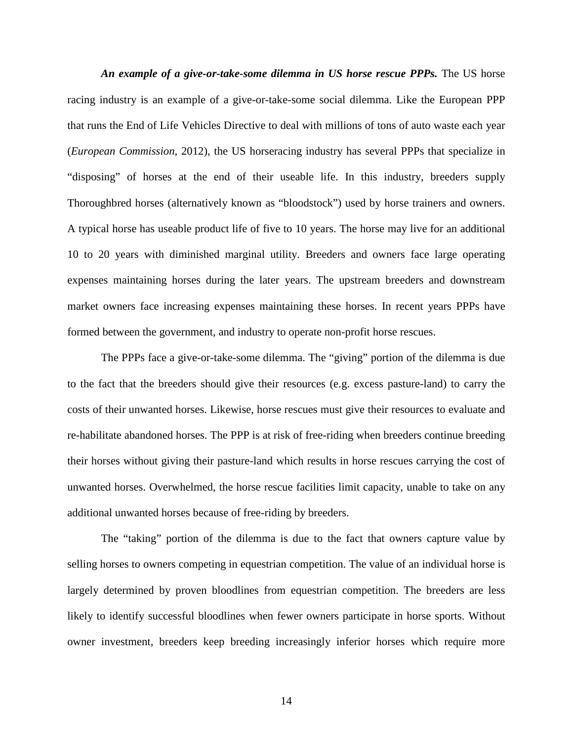***An example of a give-or-take-some dilemma in US horse rescue PPPs.*** The US horse racing industry is an example of a give-or-take-some social dilemma. Like the European PPP that runs the End of Life Vehicles Directive to deal with millions of tons of auto waste each year (*European Commission*, 2012), the US horseracing industry has several PPPs that specialize in "disposing" of horses at the end of their useable life. In this industry, breeders supply Thoroughbred horses (alternatively known as "bloodstock") used by horse trainers and owners. A typical horse has useable product life of five to 10 years. The horse may live for an additional 10 to 20 years with diminished marginal utility. Breeders and owners face large operating expenses maintaining horses during the later years. The upstream breeders and downstream market owners face increasing expenses maintaining these horses. In recent years PPPs have formed between the government, and industry to operate non-profit horse rescues.

The PPPs face a give-or-take-some dilemma. The "giving" portion of the dilemma is due to the fact that the breeders should give their resources (e.g. excess pasture-land) to carry the costs of their unwanted horses. Likewise, horse rescues must give their resources to evaluate and re-habilitate abandoned horses. The PPP is at risk of free-riding when breeders continue breeding their horses without giving their pasture-land which results in horse rescues carrying the cost of unwanted horses. Overwhelmed, the horse rescue facilities limit capacity, unable to take on any additional unwanted horses because of free-riding by breeders.

The "taking" portion of the dilemma is due to the fact that owners capture value by selling horses to owners competing in equestrian competition. The value of an individual horse is largely determined by proven bloodlines from equestrian competition. The breeders are less likely to identify successful bloodlines when fewer owners participate in horse sports. Without owner investment, breeders keep breeding increasingly inferior horses which require more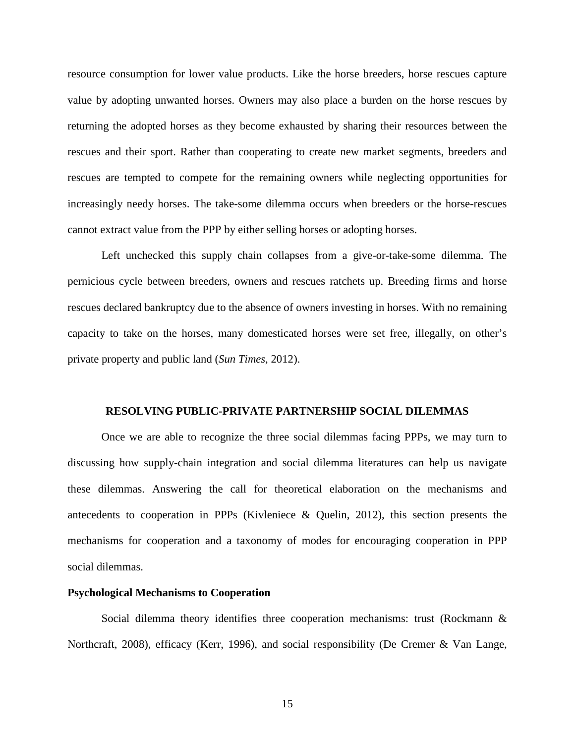resource consumption for lower value products. Like the horse breeders, horse rescues capture value by adopting unwanted horses. Owners may also place a burden on the horse rescues by returning the adopted horses as they become exhausted by sharing their resources between the rescues and their sport. Rather than cooperating to create new market segments, breeders and rescues are tempted to compete for the remaining owners while neglecting opportunities for increasingly needy horses. The take-some dilemma occurs when breeders or the horse-rescues cannot extract value from the PPP by either selling horses or adopting horses.

Left unchecked this supply chain collapses from a give-or-take-some dilemma. The pernicious cycle between breeders, owners and rescues ratchets up. Breeding firms and horse rescues declared bankruptcy due to the absence of owners investing in horses. With no remaining capacity to take on the horses, many domesticated horses were set free, illegally, on other's private property and public land (*Sun Times*, 2012).

## RESOLVING PUBLIC-PRIVATE PARTNERSHIP SOCIAL DILEMMAS

Once we are able to recognize the three social dilemmas facing PPPs, we may turn to discussing how supply-chain integration and social dilemma literatures can help us navigate these dilemmas. Answering the call for theoretical elaboration on the mechanisms and antecedents to cooperation in PPPs (Kivleniece & Quelin, 2012), this section presents the mechanisms for cooperation and a taxonomy of modes for encouraging cooperation in PPP social dilemmas.

### Psychological Mechanisms to Cooperation

Social dilemma theory identifies three cooperation mechanisms: trust (Rockmann & Northcraft, 2008), efficacy (Kerr, 1996), and social responsibility (De Cremer & Van Lange,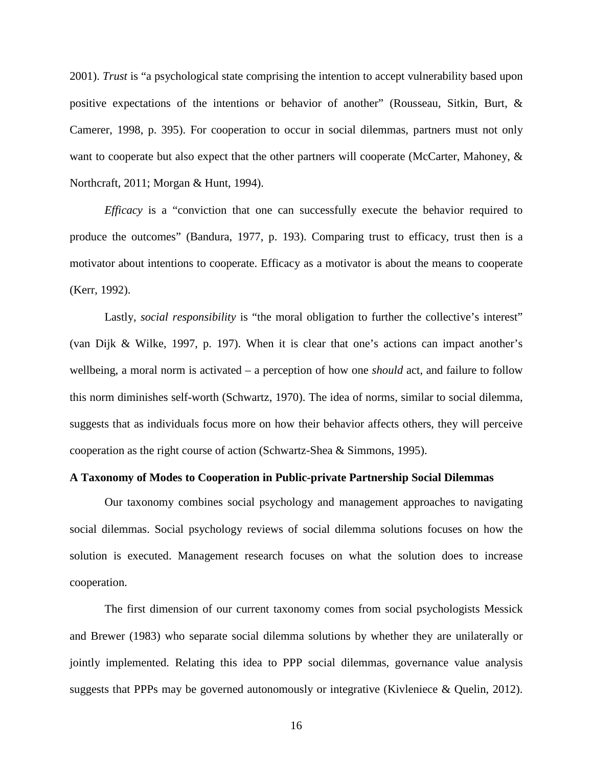2001). *Trust* is "a psychological state comprising the intention to accept vulnerability based upon positive expectations of the intentions or behavior of another" (Rousseau, Sitkin, Burt, & Camerer, 1998, p. 395). For cooperation to occur in social dilemmas, partners must not only want to cooperate but also expect that the other partners will cooperate (McCarter, Mahoney, & Northcraft, 2011; Morgan & Hunt, 1994).

*Efficacy* is a "conviction that one can successfully execute the behavior required to produce the outcomes" (Bandura, 1977, p. 193). Comparing trust to efficacy, trust then is a motivator about intentions to cooperate. Efficacy as a motivator is about the means to cooperate (Kerr, 1992).

Lastly, *social responsibility* is "the moral obligation to further the collective's interest" (van Dijk & Wilke, 1997, p. 197). When it is clear that one's actions can impact another's wellbeing, a moral norm is activated – a perception of how one *should* act, and failure to follow this norm diminishes self-worth (Schwartz, 1970). The idea of norms, similar to social dilemma, suggests that as individuals focus more on how their behavior affects others, they will perceive cooperation as the right course of action (Schwartz-Shea & Simmons, 1995).

**A Taxonomy of Modes to Cooperation in Public-private Partnership Social Dilemmas**

Our taxonomy combines social psychology and management approaches to navigating social dilemmas. Social psychology reviews of social dilemma solutions focuses on how the solution is executed. Management research focuses on what the solution does to increase cooperation.

The first dimension of our current taxonomy comes from social psychologists Messick and Brewer (1983) who separate social dilemma solutions by whether they are unilaterally or jointly implemented. Relating this idea to PPP social dilemmas, governance value analysis suggests that PPPs may be governed autonomously or integrative (Kivleniece & Quelin, 2012).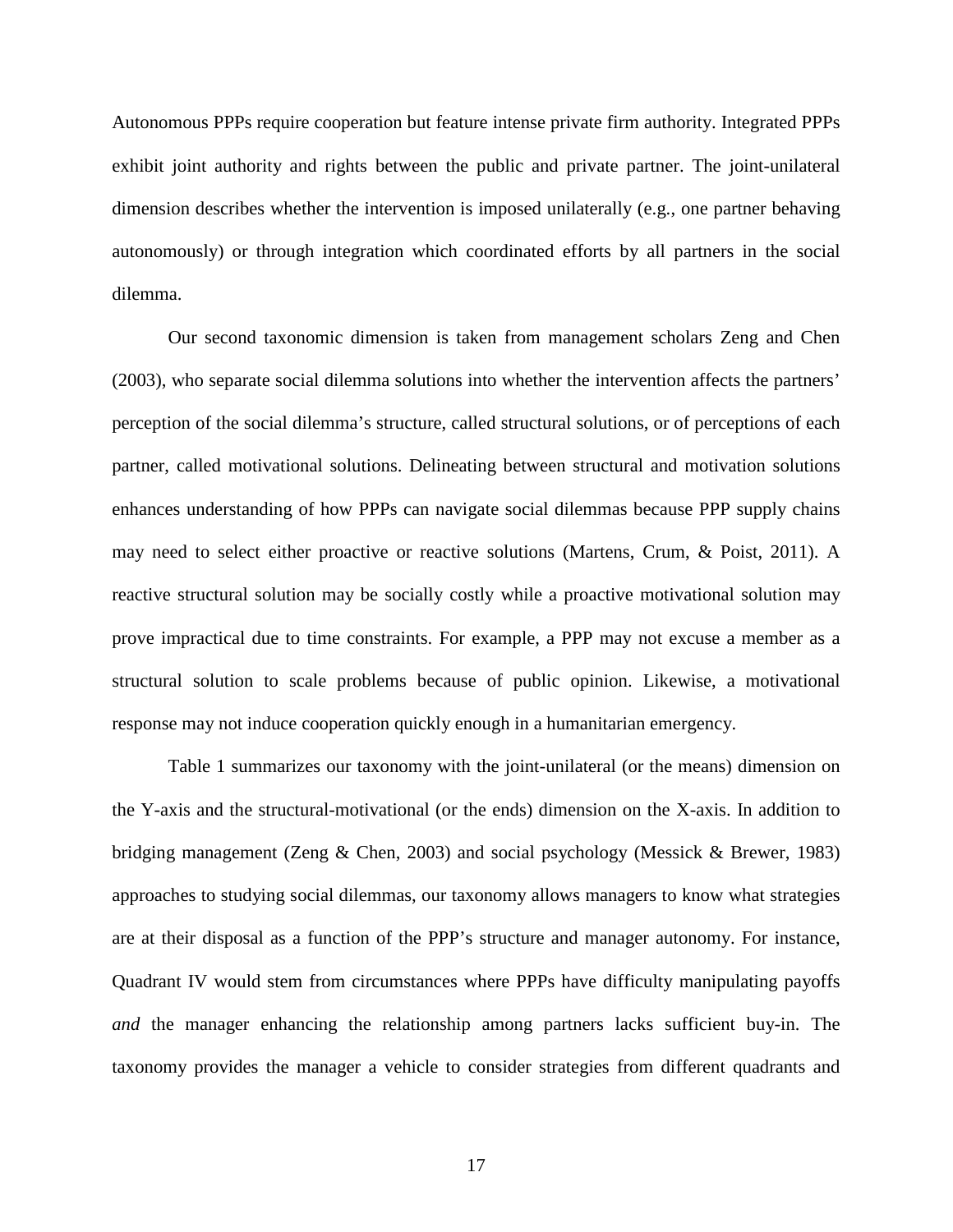Autonomous PPPs require cooperation but feature intense private firm authority. Integrated PPPs exhibit joint authority and rights between the public and private partner. The joint-unilateral dimension describes whether the intervention is imposed unilaterally (e.g., one partner behaving autonomously) or through integration which coordinated efforts by all partners in the social dilemma.

Our second taxonomic dimension is taken from management scholars Zeng and Chen (2003), who separate social dilemma solutions into whether the intervention affects the partners' perception of the social dilemma's structure, called structural solutions, or of perceptions of each partner, called motivational solutions. Delineating between structural and motivation solutions enhances understanding of how PPPs can navigate social dilemmas because PPP supply chains may need to select either proactive or reactive solutions (Martens, Crum, & Poist, 2011). A reactive structural solution may be socially costly while a proactive motivational solution may prove impractical due to time constraints. For example, a PPP may not excuse a member as a structural solution to scale problems because of public opinion. Likewise, a motivational response may not induce cooperation quickly enough in a humanitarian emergency.

Table 1 summarizes our taxonomy with the joint-unilateral (or the means) dimension on the Y-axis and the structural-motivational (or the ends) dimension on the X-axis. In addition to bridging management (Zeng & Chen, 2003) and social psychology (Messick & Brewer, 1983) approaches to studying social dilemmas, our taxonomy allows managers to know what strategies are at their disposal as a function of the PPP's structure and manager autonomy. For instance, Quadrant IV would stem from circumstances where PPPs have difficulty manipulating payoffs *and* the manager enhancing the relationship among partners lacks sufficient buy-in. The taxonomy provides the manager a vehicle to consider strategies from different quadrants and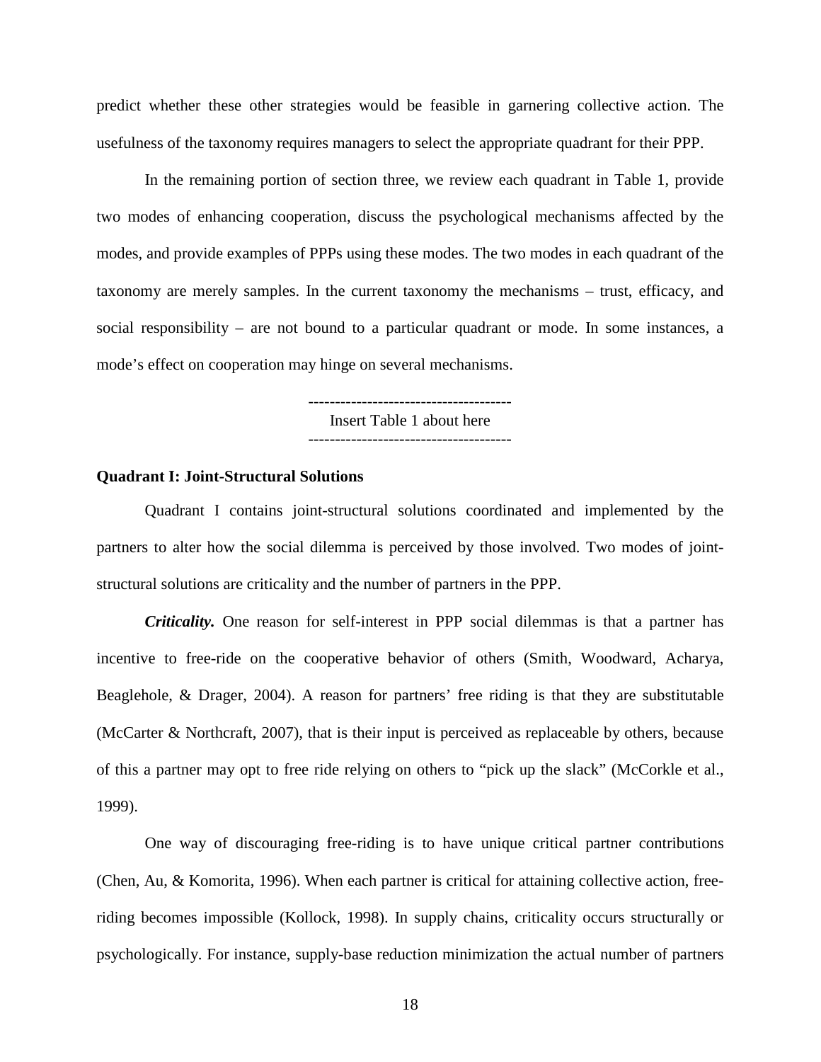predict whether these other strategies would be feasible in garnering collective action. The usefulness of the taxonomy requires managers to select the appropriate quadrant for their PPP.

In the remaining portion of section three, we review each quadrant in Table 1, provide two modes of enhancing cooperation, discuss the psychological mechanisms affected by the modes, and provide examples of PPPs using these modes. The two modes in each quadrant of the taxonomy are merely samples. In the current taxonomy the mechanisms – trust, efficacy, and social responsibility – are not bound to a particular quadrant or mode. In some instances, a mode's effect on cooperation may hinge on several mechanisms.

--------------------------------------
Insert Table 1 about here
--------------------------------------

**Quadrant I: Joint-Structural Solutions**

Quadrant I contains joint-structural solutions coordinated and implemented by the partners to alter how the social dilemma is perceived by those involved. Two modes of joint-structural solutions are criticality and the number of partners in the PPP.

***Criticality.*** One reason for self-interest in PPP social dilemmas is that a partner has incentive to free-ride on the cooperative behavior of others (Smith, Woodward, Acharya, Beaglehole, & Drager, 2004). A reason for partners' free riding is that they are substitutable (McCarter & Northcraft, 2007), that is their input is perceived as replaceable by others, because of this a partner may opt to free ride relying on others to "pick up the slack" (McCorkle et al., 1999).

One way of discouraging free-riding is to have unique critical partner contributions (Chen, Au, & Komorita, 1996). When each partner is critical for attaining collective action, free-riding becomes impossible (Kollock, 1998). In supply chains, criticality occurs structurally or psychologically. For instance, supply-base reduction minimization the actual number of partners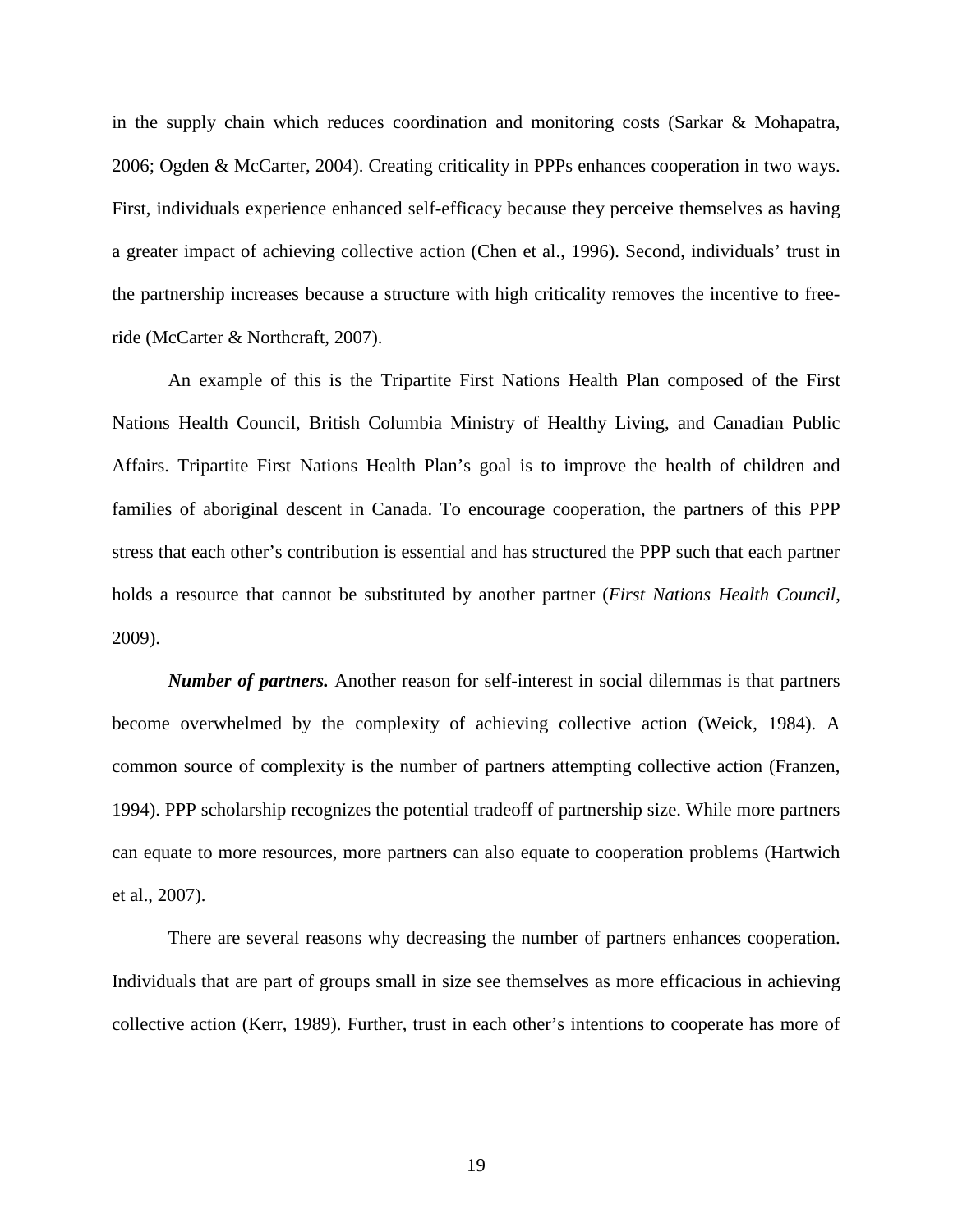in the supply chain which reduces coordination and monitoring costs (Sarkar & Mohapatra, 2006; Ogden & McCarter, 2004). Creating criticality in PPPs enhances cooperation in two ways. First, individuals experience enhanced self-efficacy because they perceive themselves as having a greater impact of achieving collective action (Chen et al., 1996). Second, individuals' trust in the partnership increases because a structure with high criticality removes the incentive to free-ride (McCarter & Northcraft, 2007).

An example of this is the Tripartite First Nations Health Plan composed of the First Nations Health Council, British Columbia Ministry of Healthy Living, and Canadian Public Affairs. Tripartite First Nations Health Plan's goal is to improve the health of children and families of aboriginal descent in Canada. To encourage cooperation, the partners of this PPP stress that each other's contribution is essential and has structured the PPP such that each partner holds a resource that cannot be substituted by another partner (*First Nations Health Council*, 2009).

***Number of partners.*** Another reason for self-interest in social dilemmas is that partners become overwhelmed by the complexity of achieving collective action (Weick, 1984). A common source of complexity is the number of partners attempting collective action (Franzen, 1994). PPP scholarship recognizes the potential tradeoff of partnership size. While more partners can equate to more resources, more partners can also equate to cooperation problems (Hartwich et al., 2007).

There are several reasons why decreasing the number of partners enhances cooperation. Individuals that are part of groups small in size see themselves as more efficacious in achieving collective action (Kerr, 1989). Further, trust in each other's intentions to cooperate has more of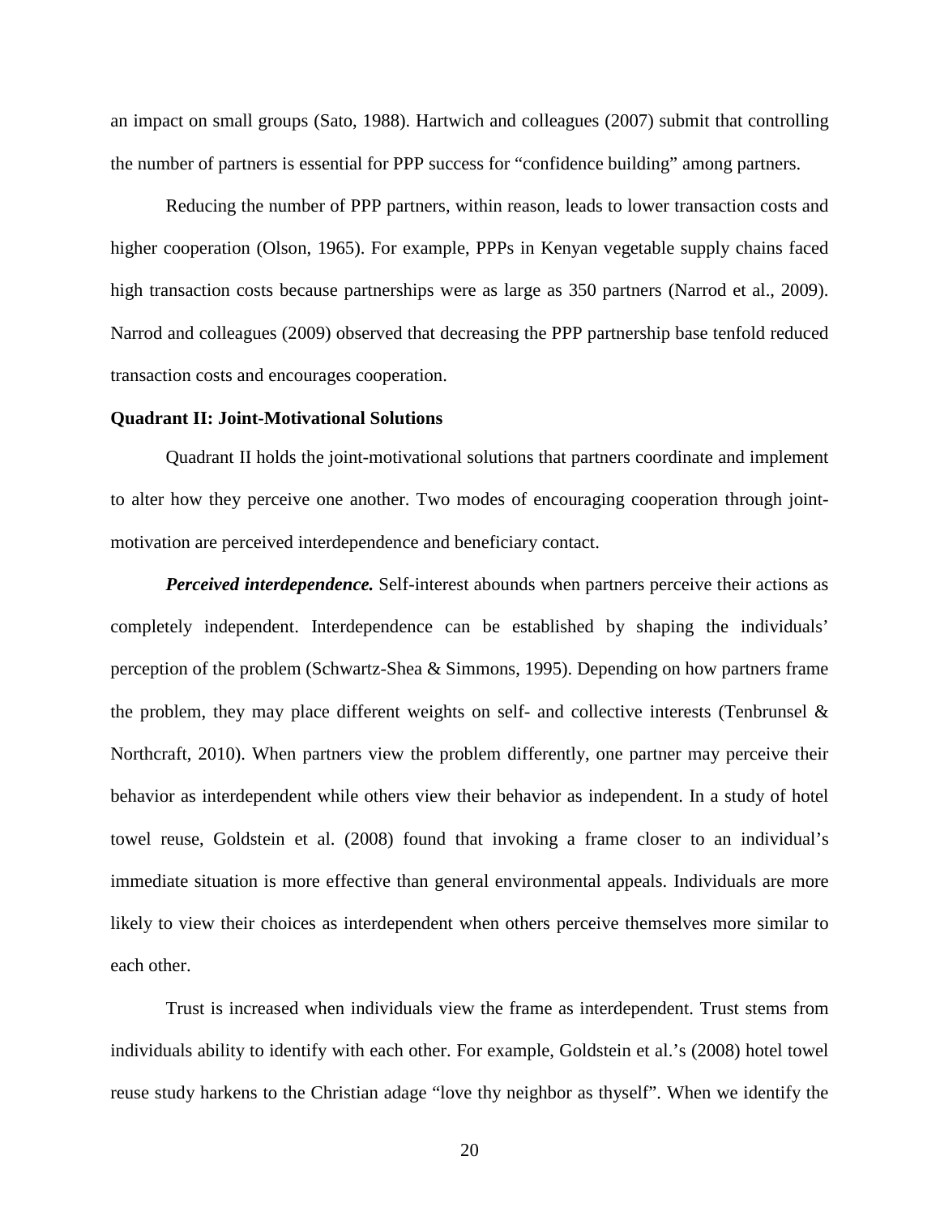an impact on small groups (Sato, 1988). Hartwich and colleagues (2007) submit that controlling the number of partners is essential for PPP success for "confidence building" among partners.

Reducing the number of PPP partners, within reason, leads to lower transaction costs and higher cooperation (Olson, 1965). For example, PPPs in Kenyan vegetable supply chains faced high transaction costs because partnerships were as large as 350 partners (Narrod et al., 2009). Narrod and colleagues (2009) observed that decreasing the PPP partnership base tenfold reduced transaction costs and encourages cooperation.

**Quadrant II: Joint-Motivational Solutions**

Quadrant II holds the joint-motivational solutions that partners coordinate and implement to alter how they perceive one another. Two modes of encouraging cooperation through joint-motivation are perceived interdependence and beneficiary contact.

***Perceived interdependence.*** Self-interest abounds when partners perceive their actions as completely independent. Interdependence can be established by shaping the individuals' perception of the problem (Schwartz-Shea & Simmons, 1995). Depending on how partners frame the problem, they may place different weights on self- and collective interests (Tenbrunsel & Northcraft, 2010). When partners view the problem differently, one partner may perceive their behavior as interdependent while others view their behavior as independent. In a study of hotel towel reuse, Goldstein et al. (2008) found that invoking a frame closer to an individual's immediate situation is more effective than general environmental appeals. Individuals are more likely to view their choices as interdependent when others perceive themselves more similar to each other.

Trust is increased when individuals view the frame as interdependent. Trust stems from individuals ability to identify with each other. For example, Goldstein et al.'s (2008) hotel towel reuse study harkens to the Christian adage "love thy neighbor as thyself". When we identify the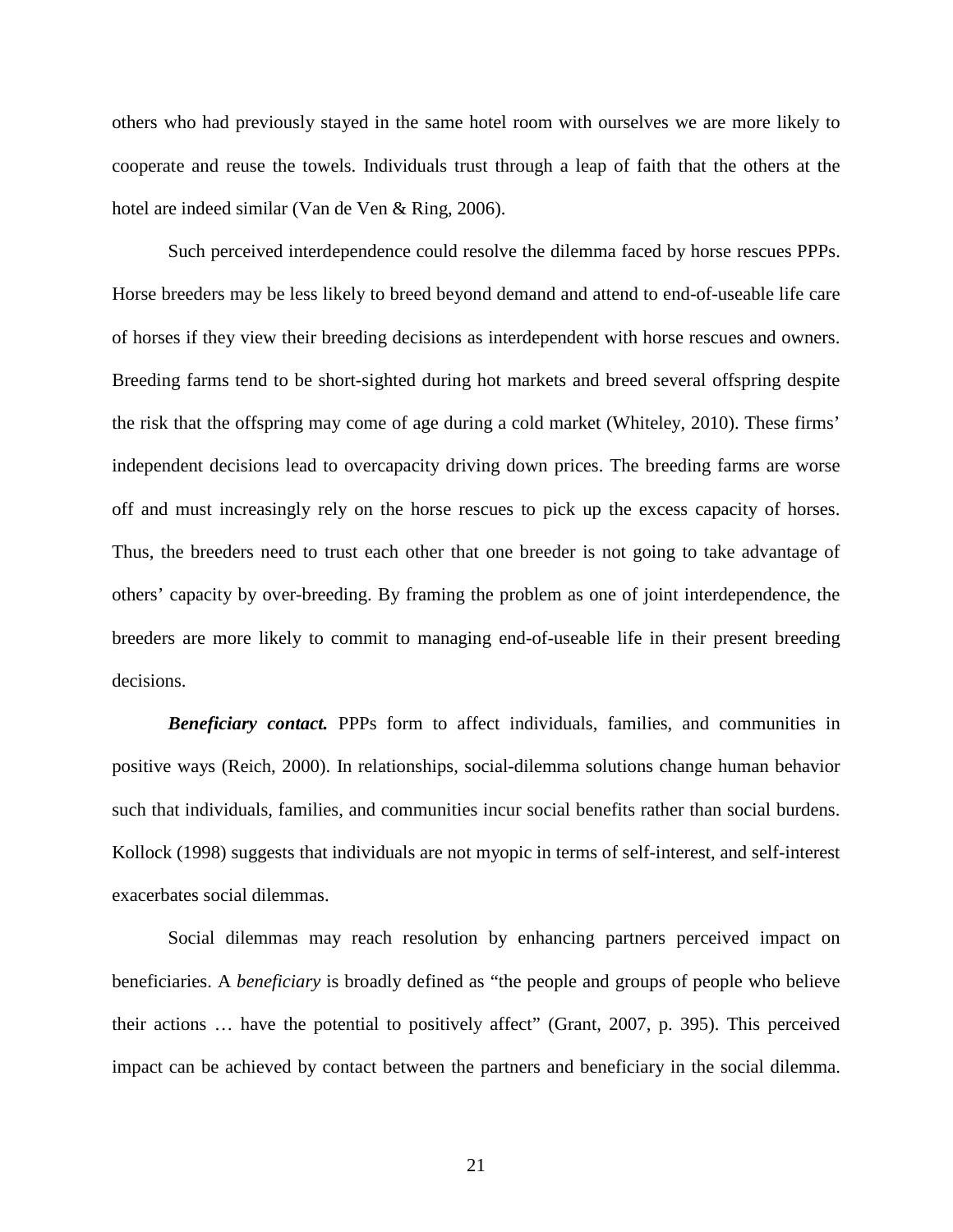others who had previously stayed in the same hotel room with ourselves we are more likely to cooperate and reuse the towels. Individuals trust through a leap of faith that the others at the hotel are indeed similar (Van de Ven & Ring, 2006).

Such perceived interdependence could resolve the dilemma faced by horse rescues PPPs. Horse breeders may be less likely to breed beyond demand and attend to end-of-useable life care of horses if they view their breeding decisions as interdependent with horse rescues and owners. Breeding farms tend to be short-sighted during hot markets and breed several offspring despite the risk that the offspring may come of age during a cold market (Whiteley, 2010). These firms' independent decisions lead to overcapacity driving down prices. The breeding farms are worse off and must increasingly rely on the horse rescues to pick up the excess capacity of horses. Thus, the breeders need to trust each other that one breeder is not going to take advantage of others' capacity by over-breeding. By framing the problem as one of joint interdependence, the breeders are more likely to commit to managing end-of-useable life in their present breeding decisions.

***Beneficiary contact.*** PPPs form to affect individuals, families, and communities in positive ways (Reich, 2000). In relationships, social-dilemma solutions change human behavior such that individuals, families, and communities incur social benefits rather than social burdens. Kollock (1998) suggests that individuals are not myopic in terms of self-interest, and self-interest exacerbates social dilemmas.

Social dilemmas may reach resolution by enhancing partners perceived impact on beneficiaries. A *beneficiary* is broadly defined as "the people and groups of people who believe their actions … have the potential to positively affect" (Grant, 2007, p. 395). This perceived impact can be achieved by contact between the partners and beneficiary in the social dilemma.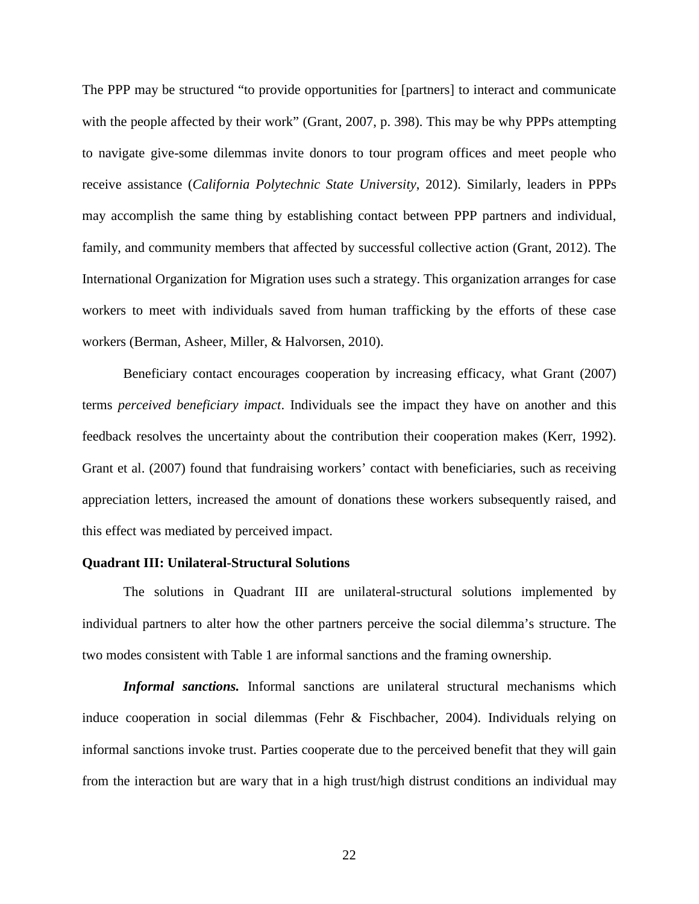The PPP may be structured "to provide opportunities for [partners] to interact and communicate with the people affected by their work" (Grant, 2007, p. 398). This may be why PPPs attempting to navigate give-some dilemmas invite donors to tour program offices and meet people who receive assistance (*California Polytechnic State University*, 2012). Similarly, leaders in PPPs may accomplish the same thing by establishing contact between PPP partners and individual, family, and community members that affected by successful collective action (Grant, 2012). The International Organization for Migration uses such a strategy. This organization arranges for case workers to meet with individuals saved from human trafficking by the efforts of these case workers (Berman, Asheer, Miller, & Halvorsen, 2010).

Beneficiary contact encourages cooperation by increasing efficacy, what Grant (2007) terms *perceived beneficiary impact*. Individuals see the impact they have on another and this feedback resolves the uncertainty about the contribution their cooperation makes (Kerr, 1992). Grant et al. (2007) found that fundraising workers' contact with beneficiaries, such as receiving appreciation letters, increased the amount of donations these workers subsequently raised, and this effect was mediated by perceived impact.

### Quadrant III: Unilateral-Structural Solutions

The solutions in Quadrant III are unilateral-structural solutions implemented by individual partners to alter how the other partners perceive the social dilemma's structure. The two modes consistent with Table 1 are informal sanctions and the framing ownership.

***Informal sanctions.*** Informal sanctions are unilateral structural mechanisms which induce cooperation in social dilemmas (Fehr & Fischbacher, 2004). Individuals relying on informal sanctions invoke trust. Parties cooperate due to the perceived benefit that they will gain from the interaction but are wary that in a high trust/high distrust conditions an individual may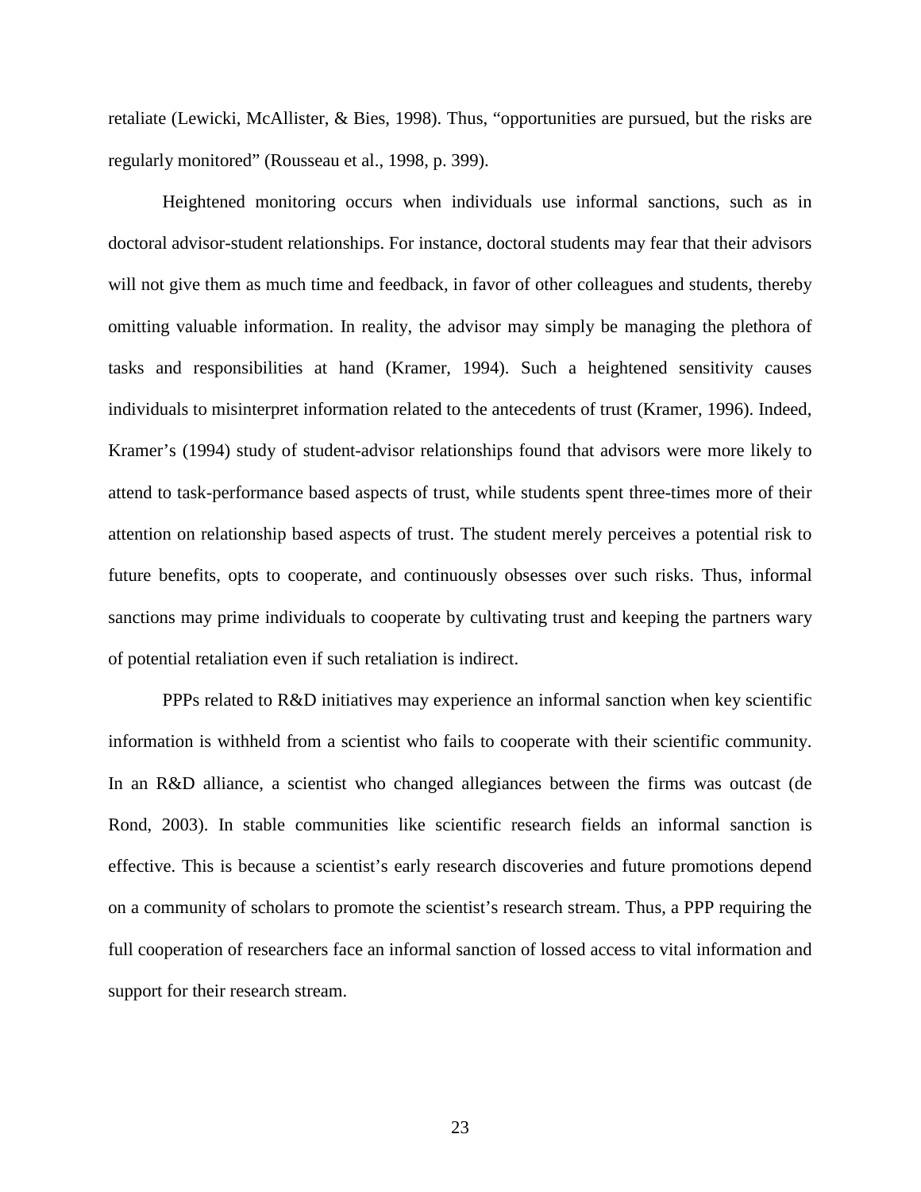retaliate (Lewicki, McAllister, & Bies, 1998). Thus, "opportunities are pursued, but the risks are regularly monitored" (Rousseau et al., 1998, p. 399).

Heightened monitoring occurs when individuals use informal sanctions, such as in doctoral advisor-student relationships. For instance, doctoral students may fear that their advisors will not give them as much time and feedback, in favor of other colleagues and students, thereby omitting valuable information. In reality, the advisor may simply be managing the plethora of tasks and responsibilities at hand (Kramer, 1994). Such a heightened sensitivity causes individuals to misinterpret information related to the antecedents of trust (Kramer, 1996). Indeed, Kramer's (1994) study of student-advisor relationships found that advisors were more likely to attend to task-performance based aspects of trust, while students spent three-times more of their attention on relationship based aspects of trust. The student merely perceives a potential risk to future benefits, opts to cooperate, and continuously obsesses over such risks. Thus, informal sanctions may prime individuals to cooperate by cultivating trust and keeping the partners wary of potential retaliation even if such retaliation is indirect.

PPPs related to R&D initiatives may experience an informal sanction when key scientific information is withheld from a scientist who fails to cooperate with their scientific community. In an R&D alliance, a scientist who changed allegiances between the firms was outcast (de Rond, 2003). In stable communities like scientific research fields an informal sanction is effective. This is because a scientist's early research discoveries and future promotions depend on a community of scholars to promote the scientist's research stream. Thus, a PPP requiring the full cooperation of researchers face an informal sanction of lossed access to vital information and support for their research stream.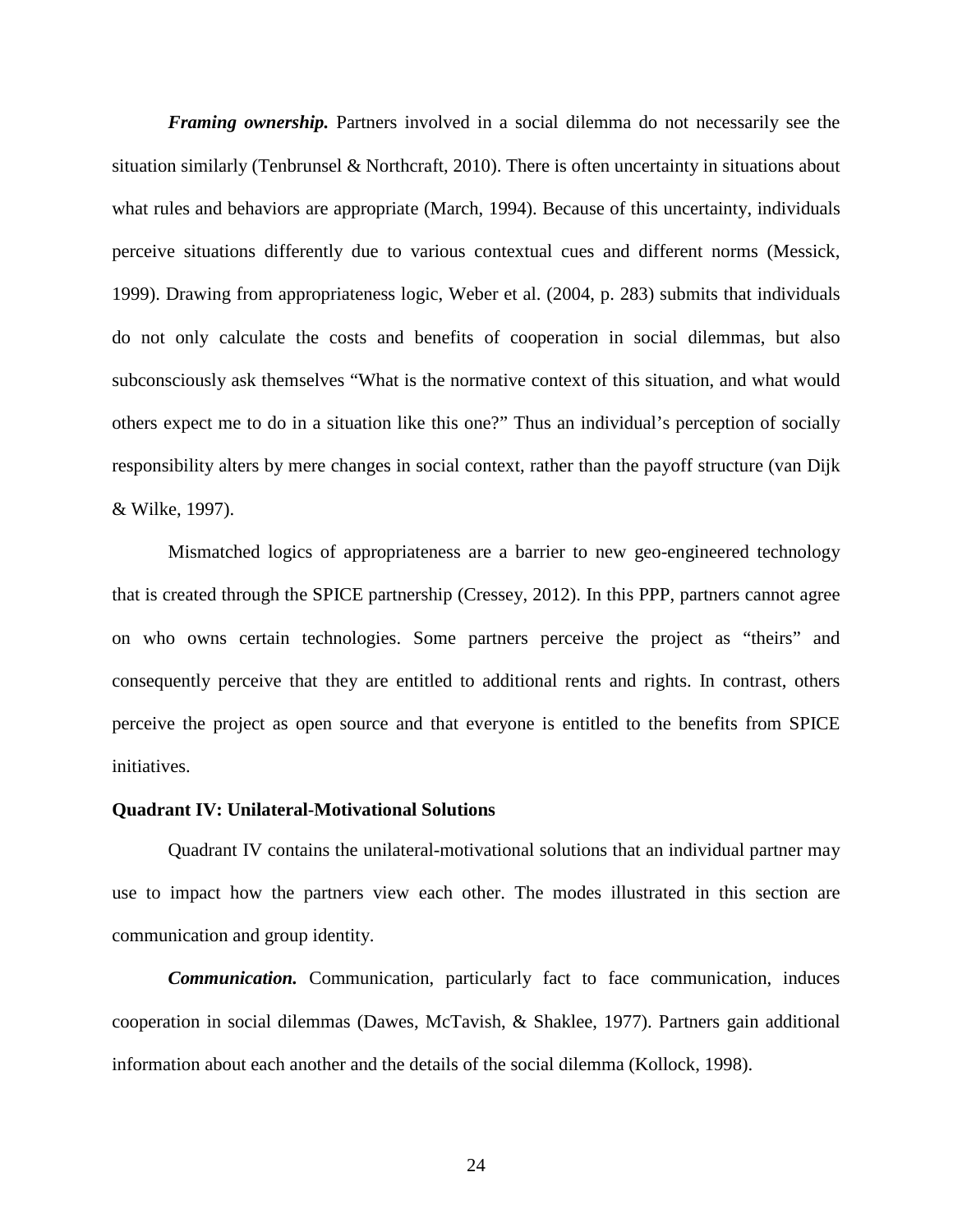***Framing ownership.*** Partners involved in a social dilemma do not necessarily see the situation similarly (Tenbrunsel & Northcraft, 2010). There is often uncertainty in situations about what rules and behaviors are appropriate (March, 1994). Because of this uncertainty, individuals perceive situations differently due to various contextual cues and different norms (Messick, 1999). Drawing from appropriateness logic, Weber et al. (2004, p. 283) submits that individuals do not only calculate the costs and benefits of cooperation in social dilemmas, but also subconsciously ask themselves "What is the normative context of this situation, and what would others expect me to do in a situation like this one?" Thus an individual's perception of socially responsibility alters by mere changes in social context, rather than the payoff structure (van Dijk & Wilke, 1997).

Mismatched logics of appropriateness are a barrier to new geo-engineered technology that is created through the SPICE partnership (Cressey, 2012). In this PPP, partners cannot agree on who owns certain technologies. Some partners perceive the project as "theirs" and consequently perceive that they are entitled to additional rents and rights. In contrast, others perceive the project as open source and that everyone is entitled to the benefits from SPICE initiatives.

**Quadrant IV: Unilateral-Motivational Solutions**

Quadrant IV contains the unilateral-motivational solutions that an individual partner may use to impact how the partners view each other. The modes illustrated in this section are communication and group identity.

***Communication.*** Communication, particularly fact to face communication, induces cooperation in social dilemmas (Dawes, McTavish, & Shaklee, 1977). Partners gain additional information about each another and the details of the social dilemma (Kollock, 1998).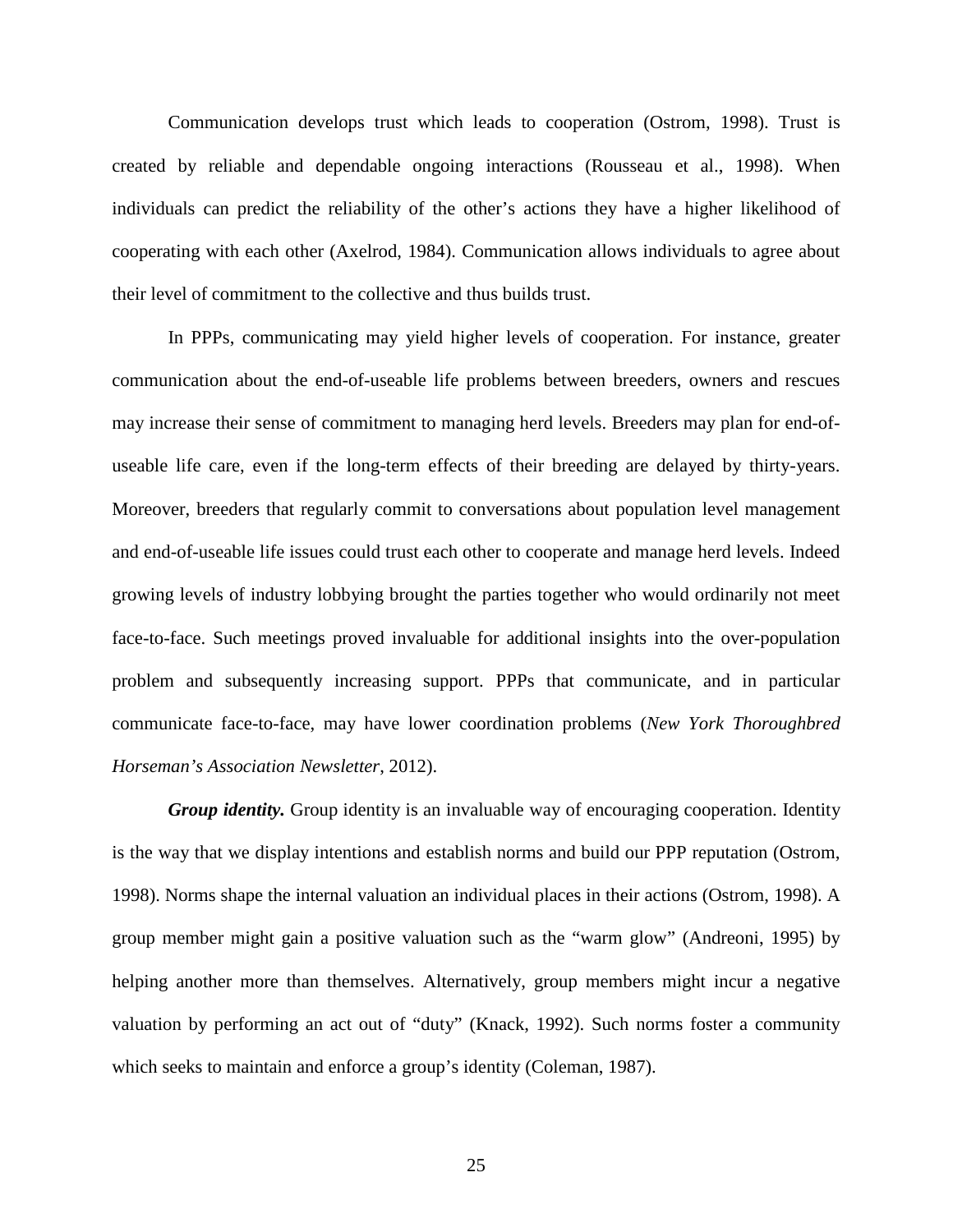Communication develops trust which leads to cooperation (Ostrom, 1998). Trust is created by reliable and dependable ongoing interactions (Rousseau et al., 1998). When individuals can predict the reliability of the other's actions they have a higher likelihood of cooperating with each other (Axelrod, 1984). Communication allows individuals to agree about their level of commitment to the collective and thus builds trust.

In PPPs, communicating may yield higher levels of cooperation. For instance, greater communication about the end-of-useable life problems between breeders, owners and rescues may increase their sense of commitment to managing herd levels. Breeders may plan for end-of-useable life care, even if the long-term effects of their breeding are delayed by thirty-years. Moreover, breeders that regularly commit to conversations about population level management and end-of-useable life issues could trust each other to cooperate and manage herd levels. Indeed growing levels of industry lobbying brought the parties together who would ordinarily not meet face-to-face. Such meetings proved invaluable for additional insights into the over-population problem and subsequently increasing support. PPPs that communicate, and in particular communicate face-to-face, may have lower coordination problems (*New York Thoroughbred Horseman's Association Newsletter*, 2012).

***Group identity.*** Group identity is an invaluable way of encouraging cooperation. Identity is the way that we display intentions and establish norms and build our PPP reputation (Ostrom, 1998). Norms shape the internal valuation an individual places in their actions (Ostrom, 1998). A group member might gain a positive valuation such as the "warm glow" (Andreoni, 1995) by helping another more than themselves. Alternatively, group members might incur a negative valuation by performing an act out of "duty" (Knack, 1992). Such norms foster a community which seeks to maintain and enforce a group's identity (Coleman, 1987).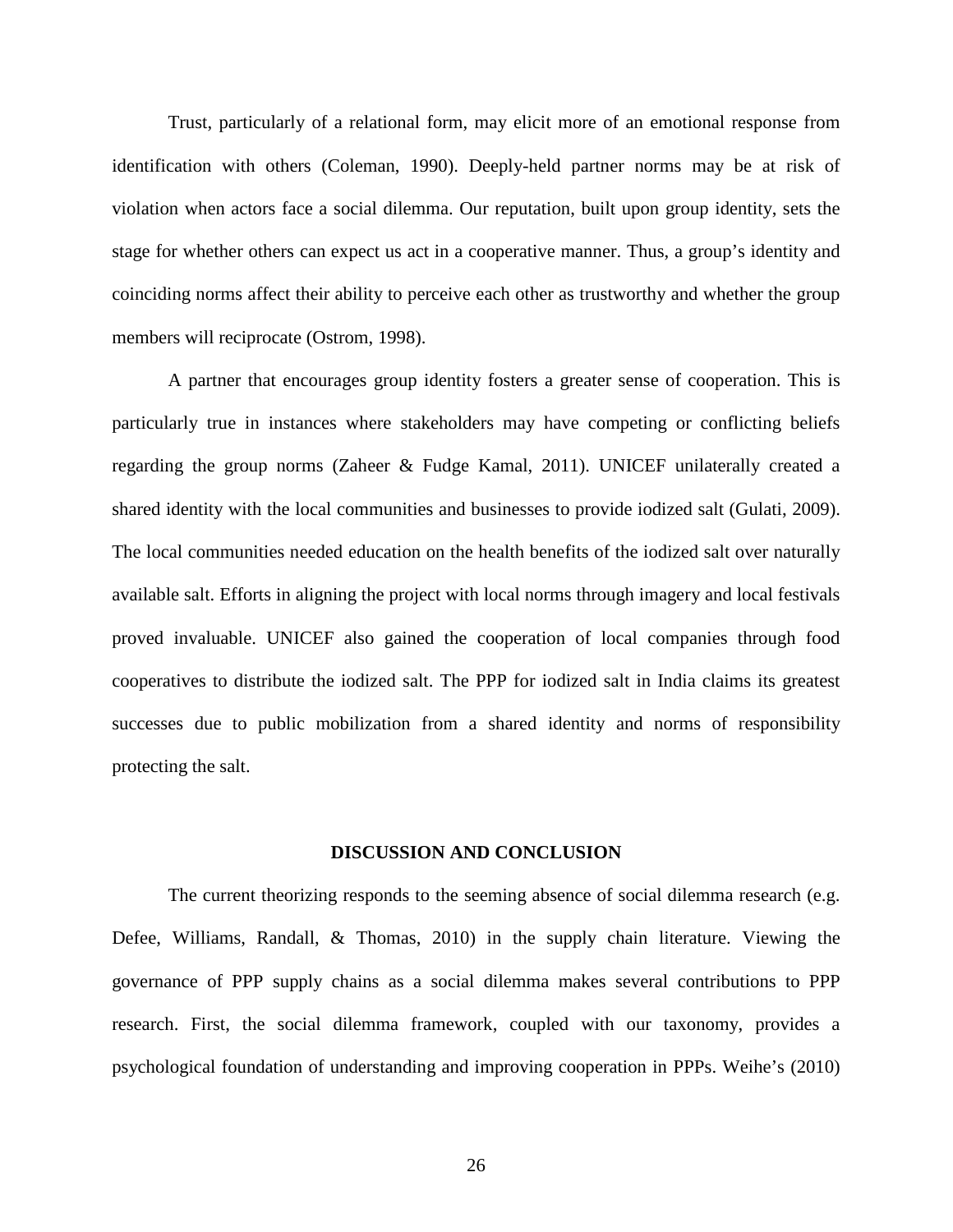Trust, particularly of a relational form, may elicit more of an emotional response from identification with others (Coleman, 1990). Deeply-held partner norms may be at risk of violation when actors face a social dilemma. Our reputation, built upon group identity, sets the stage for whether others can expect us act in a cooperative manner. Thus, a group's identity and coinciding norms affect their ability to perceive each other as trustworthy and whether the group members will reciprocate (Ostrom, 1998).

A partner that encourages group identity fosters a greater sense of cooperation. This is particularly true in instances where stakeholders may have competing or conflicting beliefs regarding the group norms (Zaheer & Fudge Kamal, 2011). UNICEF unilaterally created a shared identity with the local communities and businesses to provide iodized salt (Gulati, 2009). The local communities needed education on the health benefits of the iodized salt over naturally available salt. Efforts in aligning the project with local norms through imagery and local festivals proved invaluable. UNICEF also gained the cooperation of local companies through food cooperatives to distribute the iodized salt. The PPP for iodized salt in India claims its greatest successes due to public mobilization from a shared identity and norms of responsibility protecting the salt.

## DISCUSSION AND CONCLUSION

The current theorizing responds to the seeming absence of social dilemma research (e.g. Defee, Williams, Randall, & Thomas, 2010) in the supply chain literature. Viewing the governance of PPP supply chains as a social dilemma makes several contributions to PPP research. First, the social dilemma framework, coupled with our taxonomy, provides a psychological foundation of understanding and improving cooperation in PPPs. Weihe's (2010)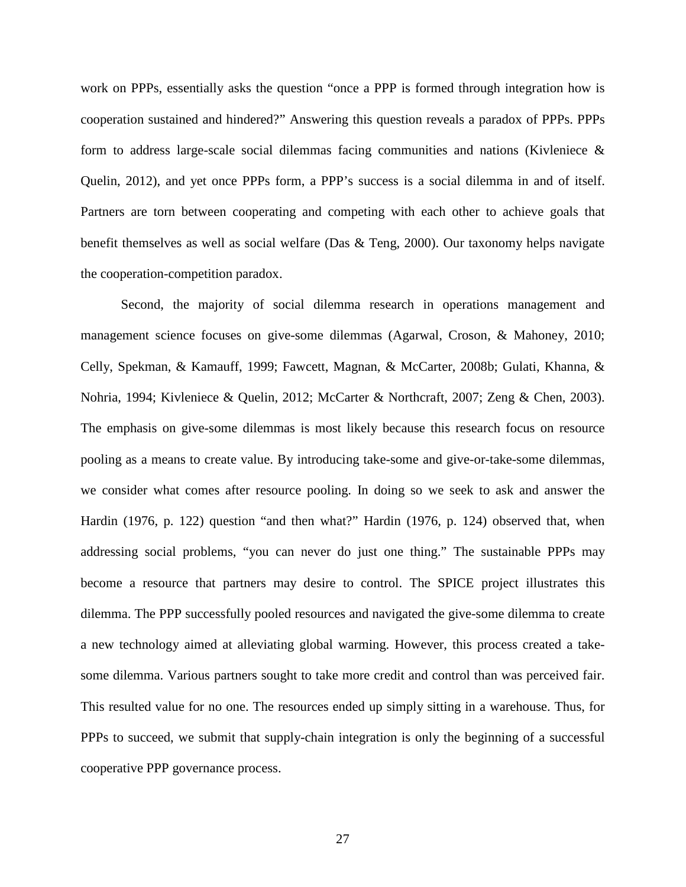work on PPPs, essentially asks the question "once a PPP is formed through integration how is cooperation sustained and hindered?" Answering this question reveals a paradox of PPPs. PPPs form to address large-scale social dilemmas facing communities and nations (Kivleniece & Quelin, 2012), and yet once PPPs form, a PPP's success is a social dilemma in and of itself. Partners are torn between cooperating and competing with each other to achieve goals that benefit themselves as well as social welfare (Das & Teng, 2000). Our taxonomy helps navigate the cooperation-competition paradox.

Second, the majority of social dilemma research in operations management and management science focuses on give-some dilemmas (Agarwal, Croson, & Mahoney, 2010; Celly, Spekman, & Kamauff, 1999; Fawcett, Magnan, & McCarter, 2008b; Gulati, Khanna, & Nohria, 1994; Kivleniece & Quelin, 2012; McCarter & Northcraft, 2007; Zeng & Chen, 2003). The emphasis on give-some dilemmas is most likely because this research focus on resource pooling as a means to create value. By introducing take-some and give-or-take-some dilemmas, we consider what comes after resource pooling. In doing so we seek to ask and answer the Hardin (1976, p. 122) question "and then what?" Hardin (1976, p. 124) observed that, when addressing social problems, "you can never do just one thing." The sustainable PPPs may become a resource that partners may desire to control. The SPICE project illustrates this dilemma. The PPP successfully pooled resources and navigated the give-some dilemma to create a new technology aimed at alleviating global warming. However, this process created a take-some dilemma. Various partners sought to take more credit and control than was perceived fair. This resulted value for no one. The resources ended up simply sitting in a warehouse. Thus, for PPPs to succeed, we submit that supply-chain integration is only the beginning of a successful cooperative PPP governance process.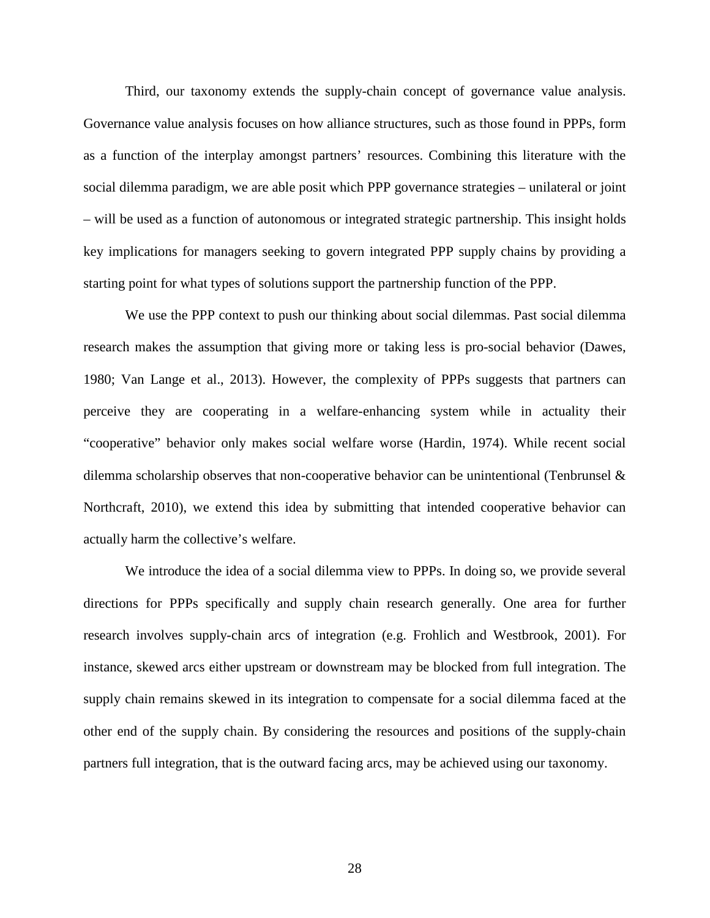Third, our taxonomy extends the supply-chain concept of governance value analysis. Governance value analysis focuses on how alliance structures, such as those found in PPPs, form as a function of the interplay amongst partners' resources. Combining this literature with the social dilemma paradigm, we are able posit which PPP governance strategies – unilateral or joint – will be used as a function of autonomous or integrated strategic partnership. This insight holds key implications for managers seeking to govern integrated PPP supply chains by providing a starting point for what types of solutions support the partnership function of the PPP.

We use the PPP context to push our thinking about social dilemmas. Past social dilemma research makes the assumption that giving more or taking less is pro-social behavior (Dawes, 1980; Van Lange et al., 2013). However, the complexity of PPPs suggests that partners can perceive they are cooperating in a welfare-enhancing system while in actuality their "cooperative" behavior only makes social welfare worse (Hardin, 1974). While recent social dilemma scholarship observes that non-cooperative behavior can be unintentional (Tenbrunsel & Northcraft, 2010), we extend this idea by submitting that intended cooperative behavior can actually harm the collective's welfare.

We introduce the idea of a social dilemma view to PPPs. In doing so, we provide several directions for PPPs specifically and supply chain research generally. One area for further research involves supply-chain arcs of integration (e.g. Frohlich and Westbrook, 2001). For instance, skewed arcs either upstream or downstream may be blocked from full integration. The supply chain remains skewed in its integration to compensate for a social dilemma faced at the other end of the supply chain. By considering the resources and positions of the supply-chain partners full integration, that is the outward facing arcs, may be achieved using our taxonomy.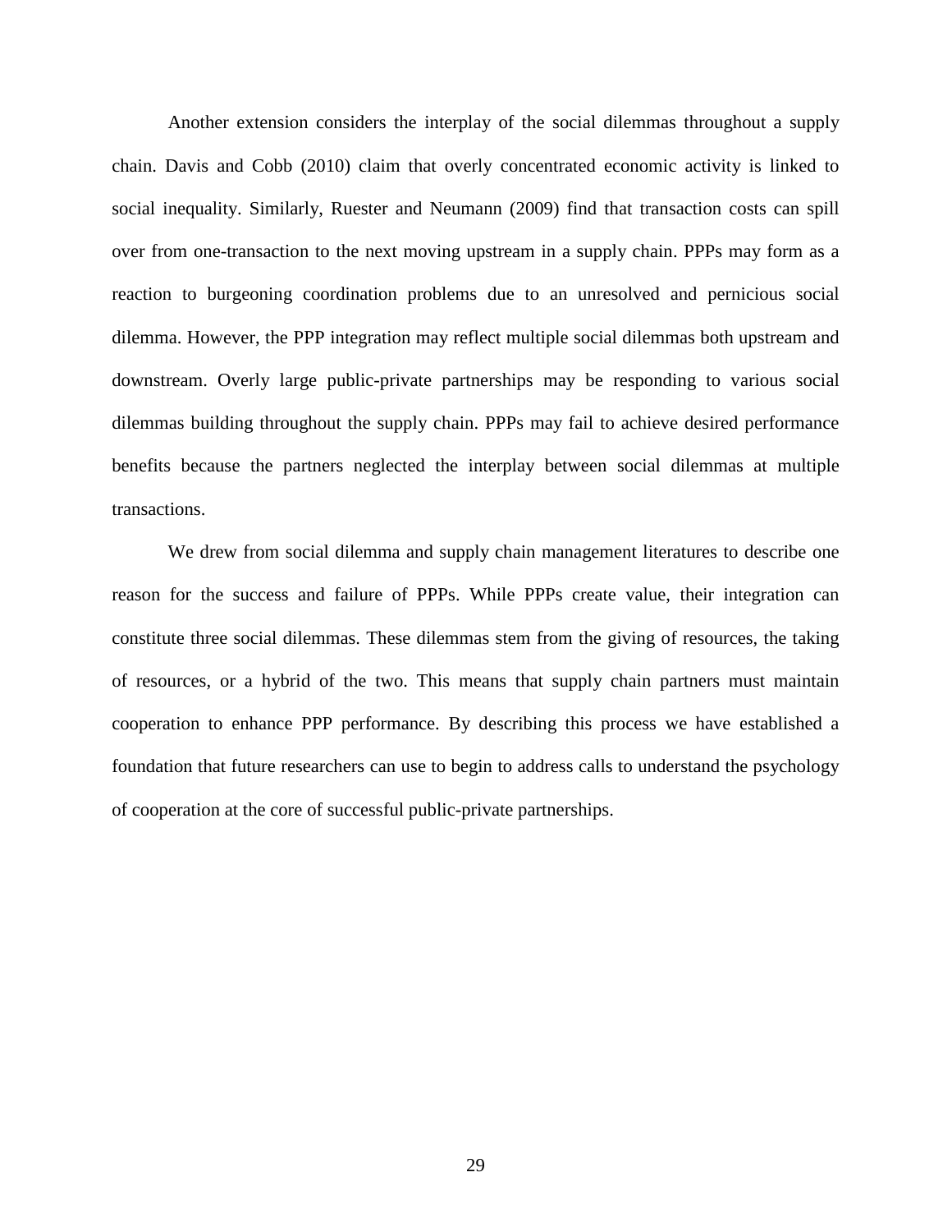Another extension considers the interplay of the social dilemmas throughout a supply chain. Davis and Cobb (2010) claim that overly concentrated economic activity is linked to social inequality. Similarly, Ruester and Neumann (2009) find that transaction costs can spill over from one-transaction to the next moving upstream in a supply chain. PPPs may form as a reaction to burgeoning coordination problems due to an unresolved and pernicious social dilemma. However, the PPP integration may reflect multiple social dilemmas both upstream and downstream. Overly large public-private partnerships may be responding to various social dilemmas building throughout the supply chain. PPPs may fail to achieve desired performance benefits because the partners neglected the interplay between social dilemmas at multiple transactions.

We drew from social dilemma and supply chain management literatures to describe one reason for the success and failure of PPPs. While PPPs create value, their integration can constitute three social dilemmas. These dilemmas stem from the giving of resources, the taking of resources, or a hybrid of the two. This means that supply chain partners must maintain cooperation to enhance PPP performance. By describing this process we have established a foundation that future researchers can use to begin to address calls to understand the psychology of cooperation at the core of successful public-private partnerships.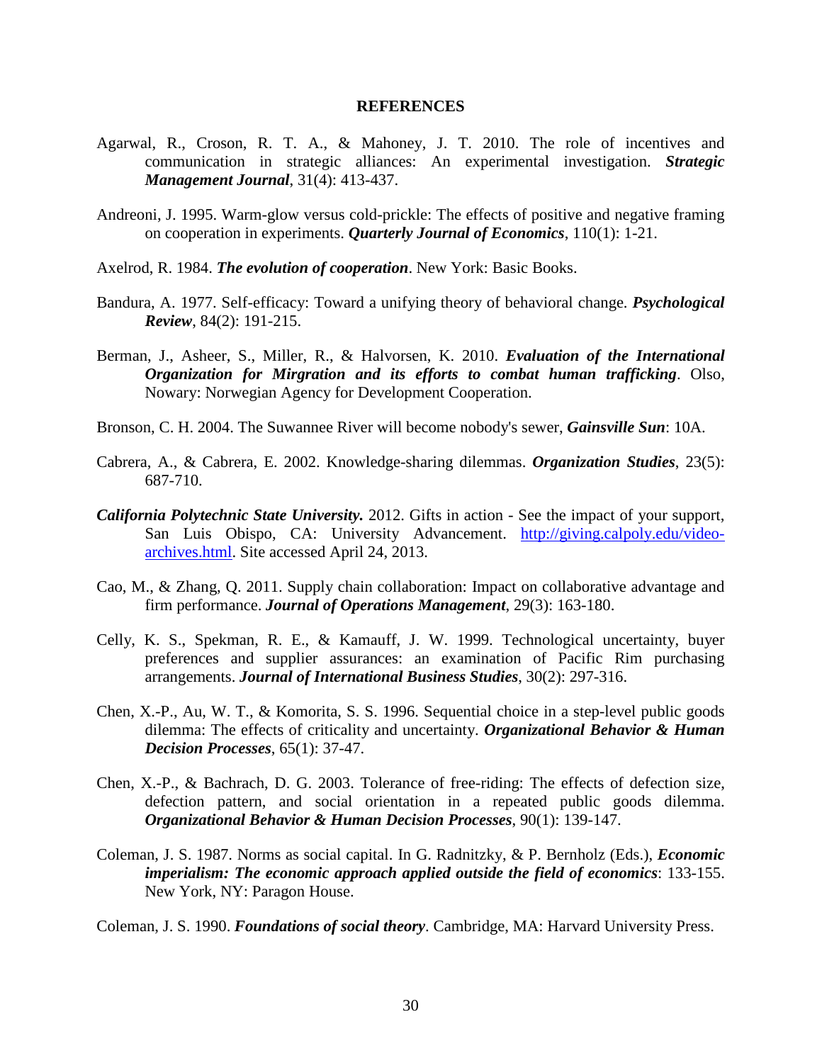# REFERENCES

Agarwal, R., Croson, R. T. A., & Mahoney, J. T. 2010. The role of incentives and communication in strategic alliances: An experimental investigation. ***Strategic Management Journal***, 31(4): 413-437.

Andreoni, J. 1995. Warm-glow versus cold-prickle: The effects of positive and negative framing on cooperation in experiments. ***Quarterly Journal of Economics***, 110(1): 1-21.

Axelrod, R. 1984. ***The evolution of cooperation***. New York: Basic Books.

Bandura, A. 1977. Self-efficacy: Toward a unifying theory of behavioral change. ***Psychological Review***, 84(2): 191-215.

Berman, J., Asheer, S., Miller, R., & Halvorsen, K. 2010. ***Evaluation of the International Organization for Mirgration and its efforts to combat human trafficking***. Olso, Nowary: Norwegian Agency for Development Cooperation.

Bronson, C. H. 2004. The Suwannee River will become nobody's sewer, ***Gainsville Sun***: 10A.

Cabrera, A., & Cabrera, E. 2002. Knowledge-sharing dilemmas. ***Organization Studies***, 23(5): 687-710.

***California Polytechnic State University.*** 2012. Gifts in action - See the impact of your support, San Luis Obispo, CA: University Advancement. http://giving.calpoly.edu/video-archives.html. Site accessed April 24, 2013.

Cao, M., & Zhang, Q. 2011. Supply chain collaboration: Impact on collaborative advantage and firm performance. ***Journal of Operations Management***, 29(3): 163-180.

Celly, K. S., Spekman, R. E., & Kamauff, J. W. 1999. Technological uncertainty, buyer preferences and supplier assurances: an examination of Pacific Rim purchasing arrangements. ***Journal of International Business Studies***, 30(2): 297-316.

Chen, X.-P., Au, W. T., & Komorita, S. S. 1996. Sequential choice in a step-level public goods dilemma: The effects of criticality and uncertainty. ***Organizational Behavior & Human Decision Processes***, 65(1): 37-47.

Chen, X.-P., & Bachrach, D. G. 2003. Tolerance of free-riding: The effects of defection size, defection pattern, and social orientation in a repeated public goods dilemma. ***Organizational Behavior & Human Decision Processes***, 90(1): 139-147.

Coleman, J. S. 1987. Norms as social capital. In G. Radnitzky, & P. Bernholz (Eds.), ***Economic imperialism: The economic approach applied outside the field of economics***: 133-155. New York, NY: Paragon House.

Coleman, J. S. 1990. ***Foundations of social theory***. Cambridge, MA: Harvard University Press.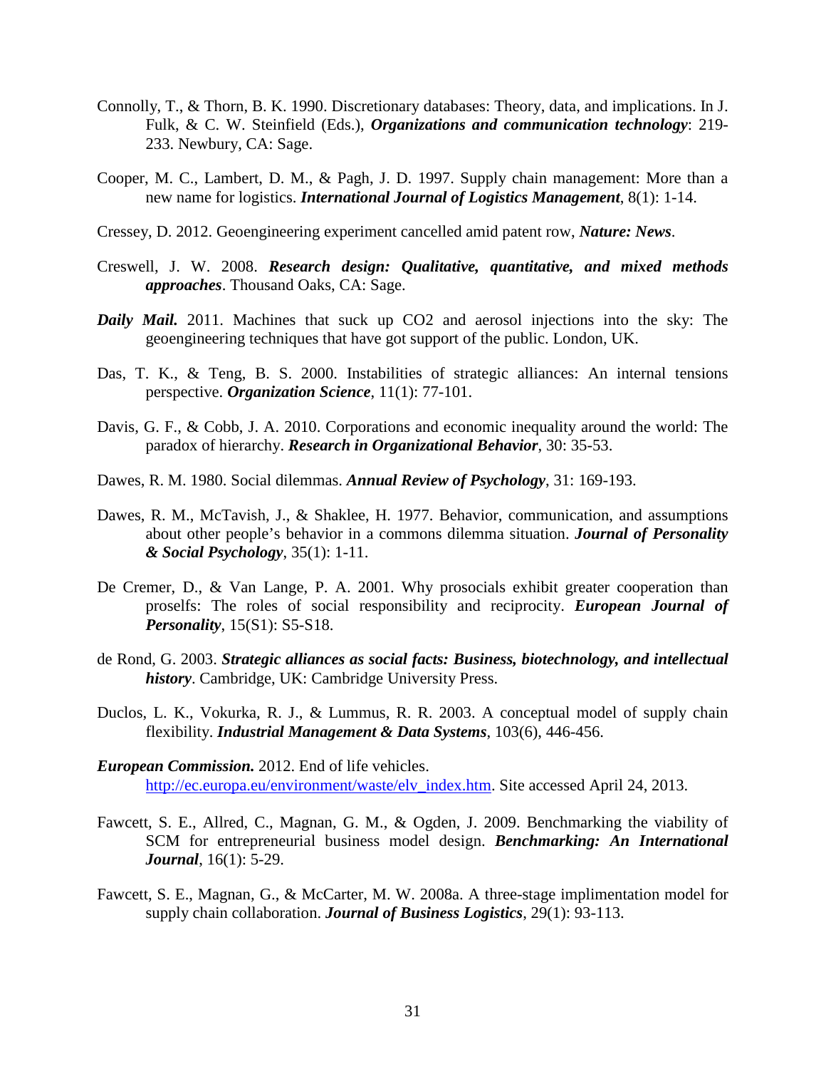Connolly, T., & Thorn, B. K. 1990. Discretionary databases: Theory, data, and implications. In J. Fulk, & C. W. Steinfield (Eds.), ***Organizations and communication technology***: 219-233. Newbury, CA: Sage.

Cooper, M. C., Lambert, D. M., & Pagh, J. D. 1997. Supply chain management: More than a new name for logistics. ***International Journal of Logistics Management***, 8(1): 1-14.

Cressey, D. 2012. Geoengineering experiment cancelled amid patent row, ***Nature: News***.

Creswell, J. W. 2008. ***Research design: Qualitative, quantitative, and mixed methods approaches***. Thousand Oaks, CA: Sage.

***Daily Mail.*** 2011. Machines that suck up CO2 and aerosol injections into the sky: The geoengineering techniques that have got support of the public. London, UK.

Das, T. K., & Teng, B. S. 2000. Instabilities of strategic alliances: An internal tensions perspective. ***Organization Science***, 11(1): 77-101.

Davis, G. F., & Cobb, J. A. 2010. Corporations and economic inequality around the world: The paradox of hierarchy. ***Research in Organizational Behavior***, 30: 35-53.

Dawes, R. M. 1980. Social dilemmas. ***Annual Review of Psychology***, 31: 169-193.

Dawes, R. M., McTavish, J., & Shaklee, H. 1977. Behavior, communication, and assumptions about other people's behavior in a commons dilemma situation. ***Journal of Personality & Social Psychology***, 35(1): 1-11.

De Cremer, D., & Van Lange, P. A. 2001. Why prosocials exhibit greater cooperation than proselfs: The roles of social responsibility and reciprocity. ***European Journal of Personality***, 15(S1): S5-S18.

de Rond, G. 2003. ***Strategic alliances as social facts: Business, biotechnology, and intellectual history***. Cambridge, UK: Cambridge University Press.

Duclos, L. K., Vokurka, R. J., & Lummus, R. R. 2003. A conceptual model of supply chain flexibility. ***Industrial Management & Data Systems***, 103(6), 446-456.

***European Commission.*** 2012. End of life vehicles. http://ec.europa.eu/environment/waste/elv_index.htm. Site accessed April 24, 2013.

Fawcett, S. E., Allred, C., Magnan, G. M., & Ogden, J. 2009. Benchmarking the viability of SCM for entrepreneurial business model design. ***Benchmarking: An International Journal***, 16(1): 5-29.

Fawcett, S. E., Magnan, G., & McCarter, M. W. 2008a. A three-stage implimentation model for supply chain collaboration. ***Journal of Business Logistics***, 29(1): 93-113.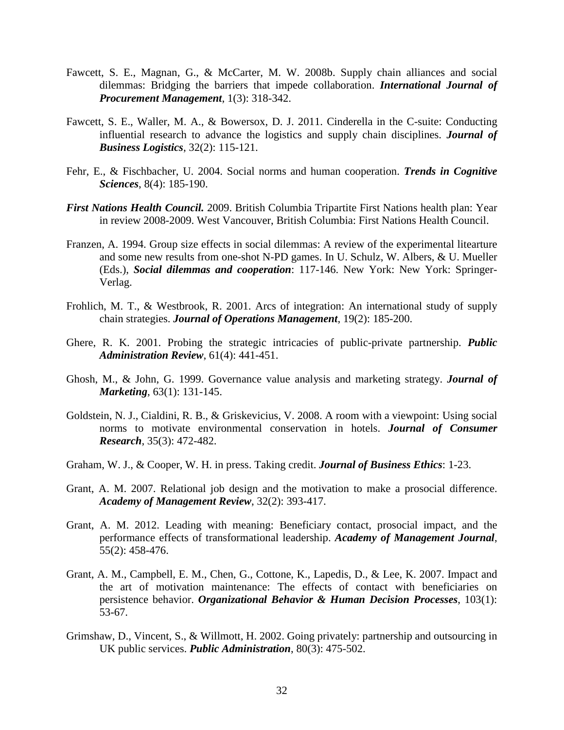Fawcett, S. E., Magnan, G., & McCarter, M. W. 2008b. Supply chain alliances and social dilemmas: Bridging the barriers that impede collaboration. ***International Journal of Procurement Management***, 1(3): 318-342.

Fawcett, S. E., Waller, M. A., & Bowersox, D. J. 2011. Cinderella in the C-suite: Conducting influential research to advance the logistics and supply chain disciplines. ***Journal of Business Logistics***, 32(2): 115-121.

Fehr, E., & Fischbacher, U. 2004. Social norms and human cooperation. ***Trends in Cognitive Sciences***, 8(4): 185-190.

***First Nations Health Council.*** 2009. British Columbia Tripartite First Nations health plan: Year in review 2008-2009. West Vancouver, British Columbia: First Nations Health Council.

Franzen, A. 1994. Group size effects in social dilemmas: A review of the experimental litearture and some new results from one-shot N-PD games. In U. Schulz, W. Albers, & U. Mueller (Eds.), ***Social dilemmas and cooperation***: 117-146. New York: New York: Springer-Verlag.

Frohlich, M. T., & Westbrook, R. 2001. Arcs of integration: An international study of supply chain strategies. ***Journal of Operations Management***, 19(2): 185-200.

Ghere, R. K. 2001. Probing the strategic intricacies of public-private partnership. ***Public Administration Review***, 61(4): 441-451.

Ghosh, M., & John, G. 1999. Governance value analysis and marketing strategy. ***Journal of Marketing***, 63(1): 131-145.

Goldstein, N. J., Cialdini, R. B., & Griskevicius, V. 2008. A room with a viewpoint: Using social norms to motivate environmental conservation in hotels. ***Journal of Consumer Research***, 35(3): 472-482.

Graham, W. J., & Cooper, W. H. in press. Taking credit. ***Journal of Business Ethics***: 1-23.

Grant, A. M. 2007. Relational job design and the motivation to make a prosocial difference. ***Academy of Management Review***, 32(2): 393-417.

Grant, A. M. 2012. Leading with meaning: Beneficiary contact, prosocial impact, and the performance effects of transformational leadership. ***Academy of Management Journal***, 55(2): 458-476.

Grant, A. M., Campbell, E. M., Chen, G., Cottone, K., Lapedis, D., & Lee, K. 2007. Impact and the art of motivation maintenance: The effects of contact with beneficiaries on persistence behavior. ***Organizational Behavior & Human Decision Processes***, 103(1): 53-67.

Grimshaw, D., Vincent, S., & Willmott, H. 2002. Going privately: partnership and outsourcing in UK public services. ***Public Administration***, 80(3): 475-502.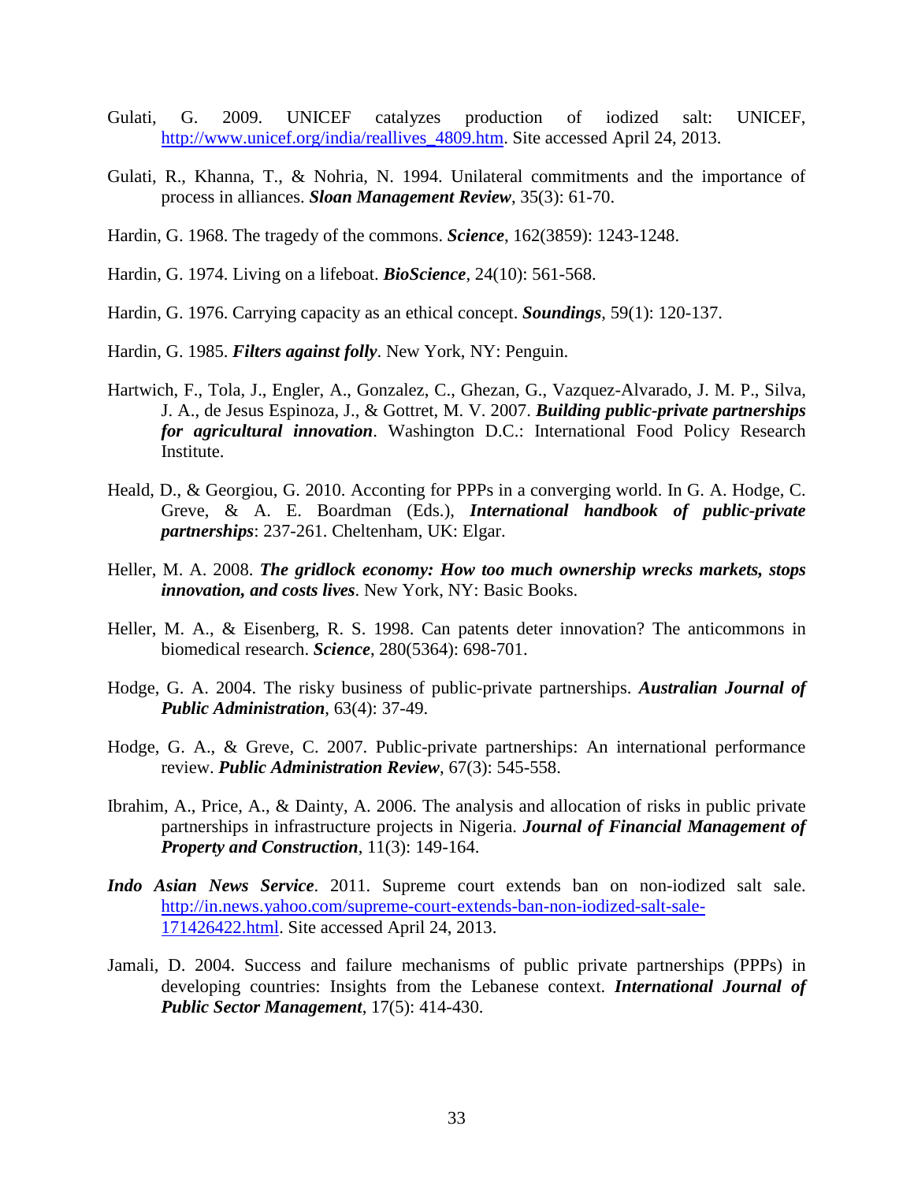Gulati, G. 2009. UNICEF catalyzes production of iodized salt: UNICEF, http://www.unicef.org/india/reallives_4809.htm. Site accessed April 24, 2013.

Gulati, R., Khanna, T., & Nohria, N. 1994. Unilateral commitments and the importance of process in alliances. ***Sloan Management Review***, 35(3): 61-70.

Hardin, G. 1968. The tragedy of the commons. ***Science***, 162(3859): 1243-1248.

Hardin, G. 1974. Living on a lifeboat. ***BioScience***, 24(10): 561-568.

Hardin, G. 1976. Carrying capacity as an ethical concept. ***Soundings***, 59(1): 120-137.

Hardin, G. 1985. ***Filters against folly***. New York, NY: Penguin.

Hartwich, F., Tola, J., Engler, A., Gonzalez, C., Ghezan, G., Vazquez-Alvarado, J. M. P., Silva, J. A., de Jesus Espinoza, J., & Gottret, M. V. 2007. ***Building public-private partnerships for agricultural innovation***. Washington D.C.: International Food Policy Research Institute.

Heald, D., & Georgiou, G. 2010. Acconting for PPPs in a converging world. In G. A. Hodge, C. Greve, & A. E. Boardman (Eds.), ***International handbook of public-private partnerships***: 237-261. Cheltenham, UK: Elgar.

Heller, M. A. 2008. ***The gridlock economy: How too much ownership wrecks markets, stops innovation, and costs lives***. New York, NY: Basic Books.

Heller, M. A., & Eisenberg, R. S. 1998. Can patents deter innovation? The anticommons in biomedical research. ***Science***, 280(5364): 698-701.

Hodge, G. A. 2004. The risky business of public-private partnerships. ***Australian Journal of Public Administration***, 63(4): 37-49.

Hodge, G. A., & Greve, C. 2007. Public-private partnerships: An international performance review. ***Public Administration Review***, 67(3): 545-558.

Ibrahim, A., Price, A., & Dainty, A. 2006. The analysis and allocation of risks in public private partnerships in infrastructure projects in Nigeria. ***Journal of Financial Management of Property and Construction***, 11(3): 149-164.

***Indo Asian News Service***. 2011. Supreme court extends ban on non-iodized salt sale. http://in.news.yahoo.com/supreme-court-extends-ban-non-iodized-salt-sale-171426422.html. Site accessed April 24, 2013.

Jamali, D. 2004. Success and failure mechanisms of public private partnerships (PPPs) in developing countries: Insights from the Lebanese context. ***International Journal of Public Sector Management***, 17(5): 414-430.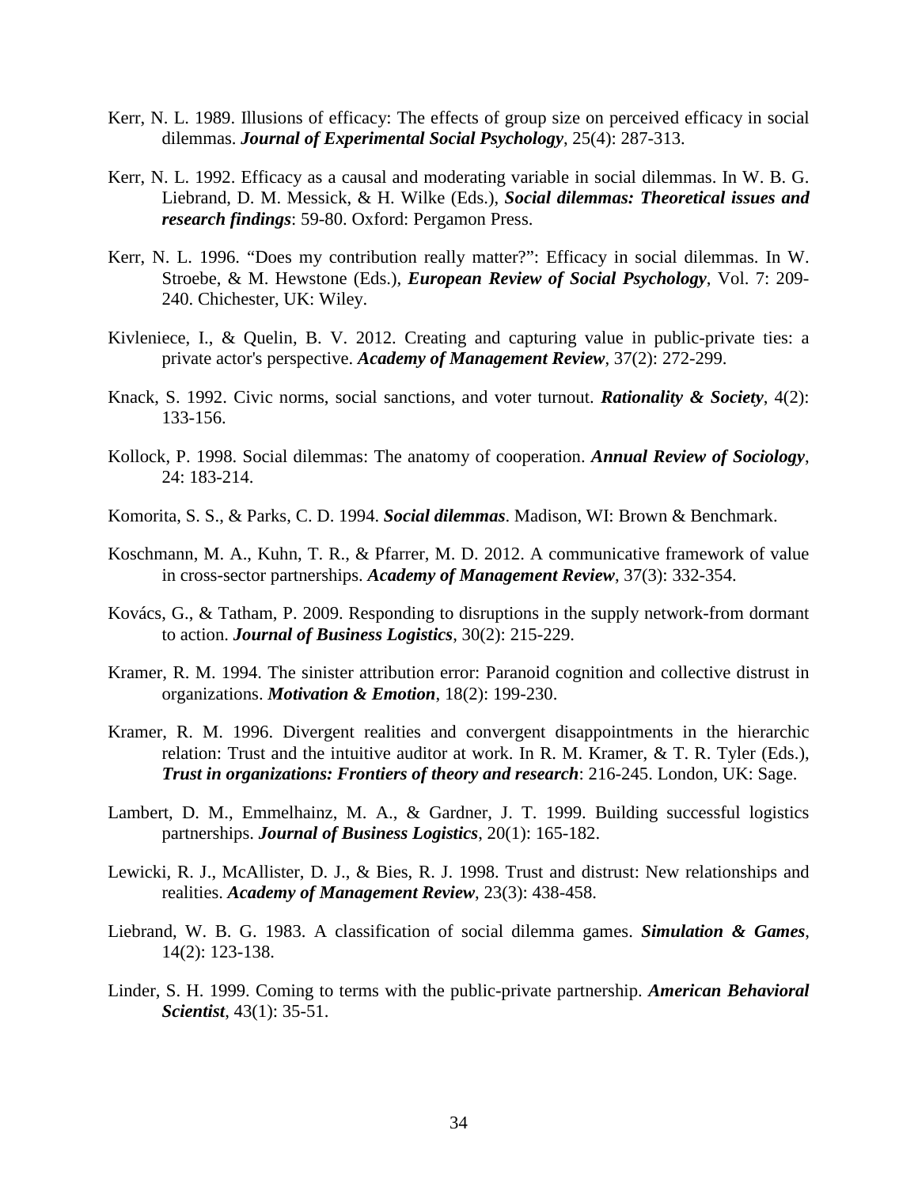Kerr, N. L. 1989. Illusions of efficacy: The effects of group size on perceived efficacy in social dilemmas. ***Journal of Experimental Social Psychology***, 25(4): 287-313.

Kerr, N. L. 1992. Efficacy as a causal and moderating variable in social dilemmas. In W. B. G. Liebrand, D. M. Messick, & H. Wilke (Eds.), ***Social dilemmas: Theoretical issues and research findings***: 59-80. Oxford: Pergamon Press.

Kerr, N. L. 1996. "Does my contribution really matter?": Efficacy in social dilemmas. In W. Stroebe, & M. Hewstone (Eds.), ***European Review of Social Psychology***, Vol. 7: 209-240. Chichester, UK: Wiley.

Kivleniece, I., & Quelin, B. V. 2012. Creating and capturing value in public-private ties: a private actor's perspective. ***Academy of Management Review***, 37(2): 272-299.

Knack, S. 1992. Civic norms, social sanctions, and voter turnout. ***Rationality & Society***, 4(2): 133-156.

Kollock, P. 1998. Social dilemmas: The anatomy of cooperation. ***Annual Review of Sociology***, 24: 183-214.

Komorita, S. S., & Parks, C. D. 1994. ***Social dilemmas***. Madison, WI: Brown & Benchmark.

Koschmann, M. A., Kuhn, T. R., & Pfarrer, M. D. 2012. A communicative framework of value in cross-sector partnerships. ***Academy of Management Review***, 37(3): 332-354.

Kovács, G., & Tatham, P. 2009. Responding to disruptions in the supply network-from dormant to action. ***Journal of Business Logistics***, 30(2): 215-229.

Kramer, R. M. 1994. The sinister attribution error: Paranoid cognition and collective distrust in organizations. ***Motivation & Emotion***, 18(2): 199-230.

Kramer, R. M. 1996. Divergent realities and convergent disappointments in the hierarchic relation: Trust and the intuitive auditor at work. In R. M. Kramer, & T. R. Tyler (Eds.), ***Trust in organizations: Frontiers of theory and research***: 216-245. London, UK: Sage.

Lambert, D. M., Emmelhainz, M. A., & Gardner, J. T. 1999. Building successful logistics partnerships. ***Journal of Business Logistics***, 20(1): 165-182.

Lewicki, R. J., McAllister, D. J., & Bies, R. J. 1998. Trust and distrust: New relationships and realities. ***Academy of Management Review***, 23(3): 438-458.

Liebrand, W. B. G. 1983. A classification of social dilemma games. ***Simulation & Games***, 14(2): 123-138.

Linder, S. H. 1999. Coming to terms with the public-private partnership. ***American Behavioral Scientist***, 43(1): 35-51.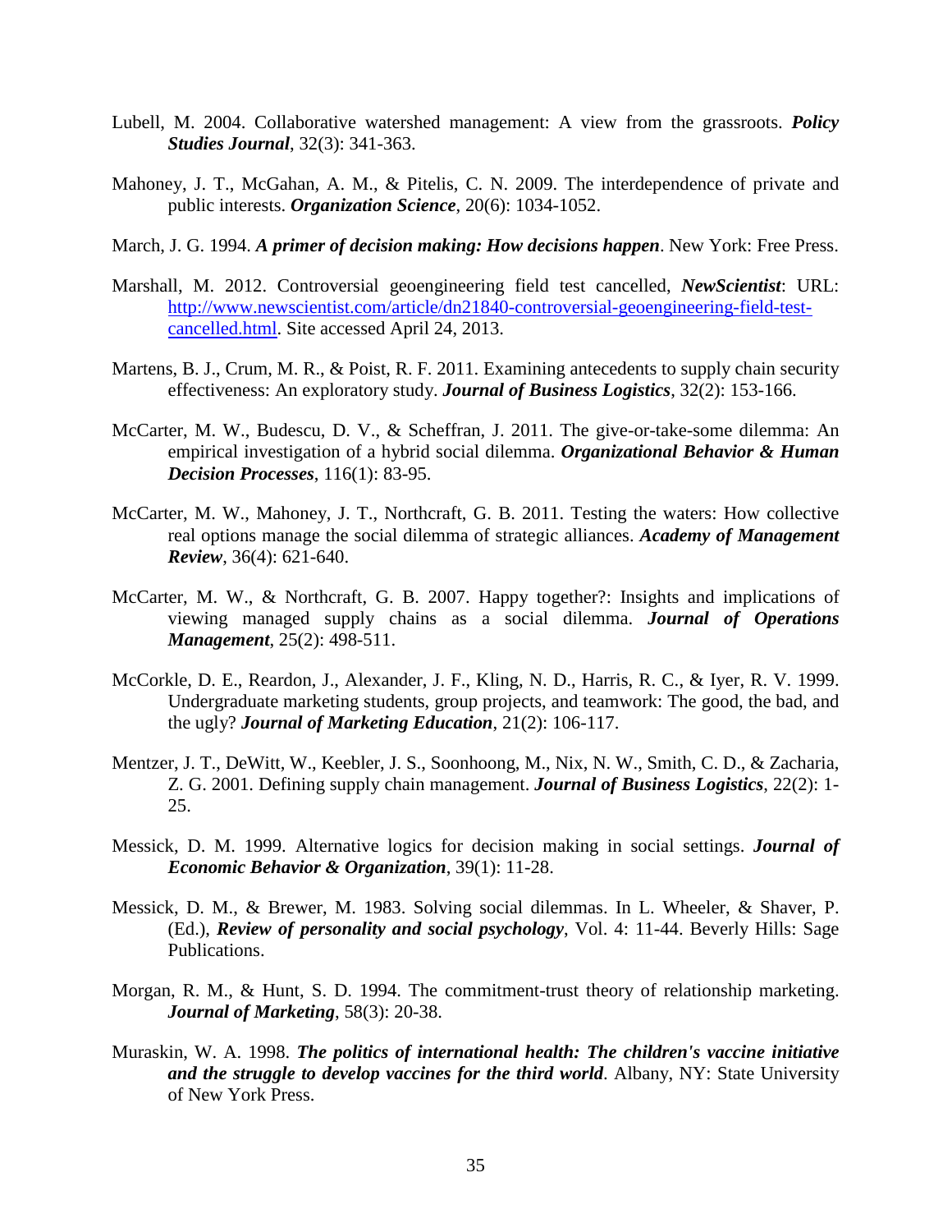Lubell, M. 2004. Collaborative watershed management: A view from the grassroots. ***Policy Studies Journal***, 32(3): 341-363.

Mahoney, J. T., McGahan, A. M., & Pitelis, C. N. 2009. The interdependence of private and public interests. ***Organization Science***, 20(6): 1034-1052.

March, J. G. 1994. ***A primer of decision making: How decisions happen***. New York: Free Press.

Marshall, M. 2012. Controversial geoengineering field test cancelled, ***NewScientist***: URL: [http://www.newscientist.com/article/dn21840-controversial-geoengineering-field-test-cancelled.html](http://www.newscientist.com/article/dn21840-controversial-geoengineering-field-test-cancelled.html). Site accessed April 24, 2013.

Martens, B. J., Crum, M. R., & Poist, R. F. 2011. Examining antecedents to supply chain security effectiveness: An exploratory study. ***Journal of Business Logistics***, 32(2): 153-166.

McCarter, M. W., Budescu, D. V., & Scheffran, J. 2011. The give-or-take-some dilemma: An empirical investigation of a hybrid social dilemma. ***Organizational Behavior & Human Decision Processes***, 116(1): 83-95.

McCarter, M. W., Mahoney, J. T., Northcraft, G. B. 2011. Testing the waters: How collective real options manage the social dilemma of strategic alliances. ***Academy of Management Review***, 36(4): 621-640.

McCarter, M. W., & Northcraft, G. B. 2007. Happy together?: Insights and implications of viewing managed supply chains as a social dilemma. ***Journal of Operations Management***, 25(2): 498-511.

McCorkle, D. E., Reardon, J., Alexander, J. F., Kling, N. D., Harris, R. C., & Iyer, R. V. 1999. Undergraduate marketing students, group projects, and teamwork: The good, the bad, and the ugly? ***Journal of Marketing Education***, 21(2): 106-117.

Mentzer, J. T., DeWitt, W., Keebler, J. S., Soonhoong, M., Nix, N. W., Smith, C. D., & Zacharia, Z. G. 2001. Defining supply chain management. ***Journal of Business Logistics***, 22(2): 1-25.

Messick, D. M. 1999. Alternative logics for decision making in social settings. ***Journal of Economic Behavior & Organization***, 39(1): 11-28.

Messick, D. M., & Brewer, M. 1983. Solving social dilemmas. In L. Wheeler, & Shaver, P. (Ed.), ***Review of personality and social psychology***, Vol. 4: 11-44. Beverly Hills: Sage Publications.

Morgan, R. M., & Hunt, S. D. 1994. The commitment-trust theory of relationship marketing. ***Journal of Marketing***, 58(3): 20-38.

Muraskin, W. A. 1998. ***The politics of international health: The children's vaccine initiative and the struggle to develop vaccines for the third world***. Albany, NY: State University of New York Press.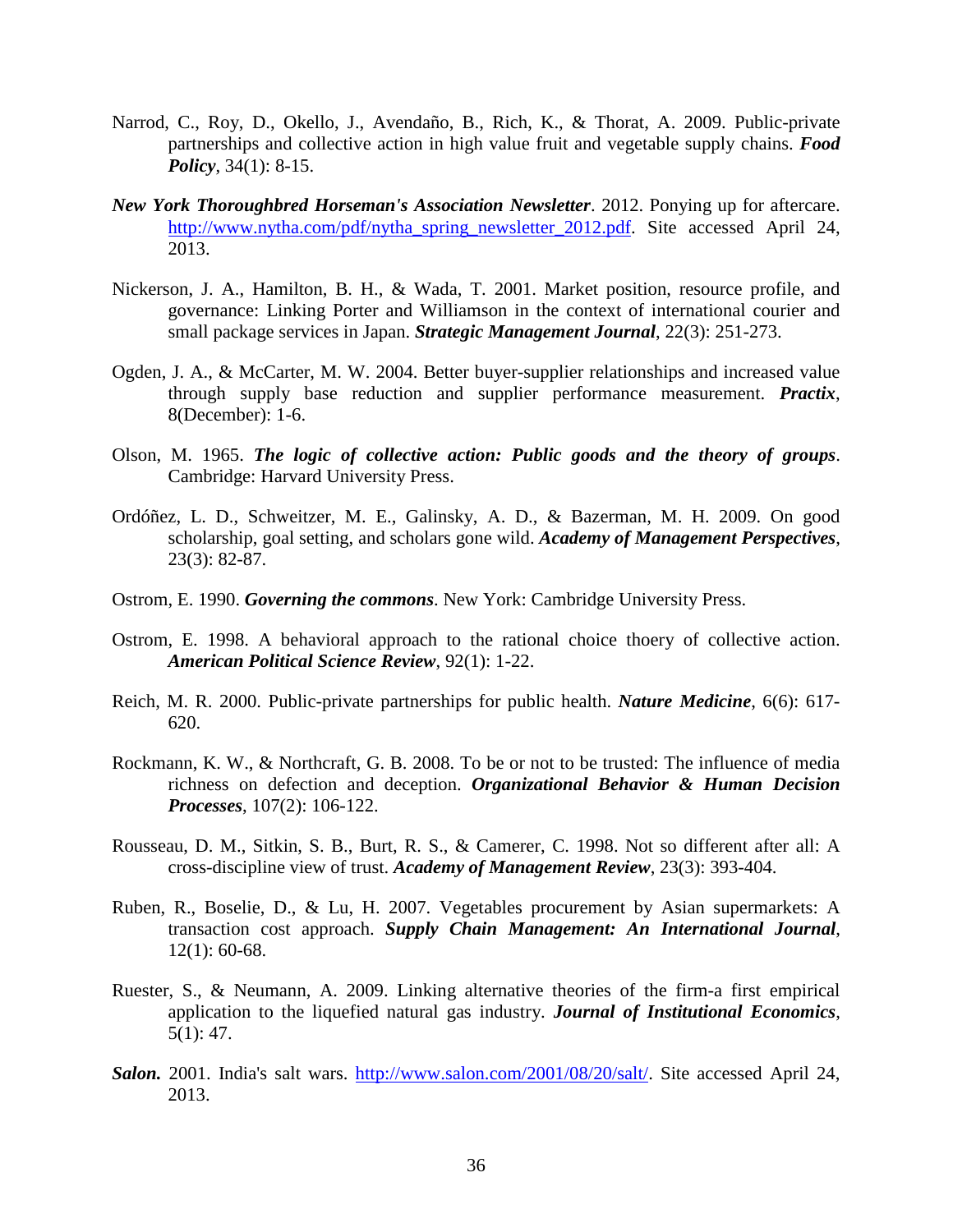Narrod, C., Roy, D., Okello, J., Avendaño, B., Rich, K., & Thorat, A. 2009. Public-private partnerships and collective action in high value fruit and vegetable supply chains. ***Food Policy***, 34(1): 8-15.

***New York Thoroughbred Horseman's Association Newsletter***. 2012. Ponying up for aftercare. http://www.nytha.com/pdf/nytha_spring_newsletter_2012.pdf. Site accessed April 24, 2013.

Nickerson, J. A., Hamilton, B. H., & Wada, T. 2001. Market position, resource profile, and governance: Linking Porter and Williamson in the context of international courier and small package services in Japan. ***Strategic Management Journal***, 22(3): 251-273.

Ogden, J. A., & McCarter, M. W. 2004. Better buyer-supplier relationships and increased value through supply base reduction and supplier performance measurement. ***Practix***, 8(December): 1-6.

Olson, M. 1965. ***The logic of collective action: Public goods and the theory of groups***. Cambridge: Harvard University Press.

Ordóñez, L. D., Schweitzer, M. E., Galinsky, A. D., & Bazerman, M. H. 2009. On good scholarship, goal setting, and scholars gone wild. ***Academy of Management Perspectives***, 23(3): 82-87.

Ostrom, E. 1990. ***Governing the commons***. New York: Cambridge University Press.

Ostrom, E. 1998. A behavioral approach to the rational choice thoery of collective action. ***American Political Science Review***, 92(1): 1-22.

Reich, M. R. 2000. Public-private partnerships for public health. ***Nature Medicine***, 6(6): 617-620.

Rockmann, K. W., & Northcraft, G. B. 2008. To be or not to be trusted: The influence of media richness on defection and deception. ***Organizational Behavior & Human Decision Processes***, 107(2): 106-122.

Rousseau, D. M., Sitkin, S. B., Burt, R. S., & Camerer, C. 1998. Not so different after all: A cross-discipline view of trust. ***Academy of Management Review***, 23(3): 393-404.

Ruben, R., Boselie, D., & Lu, H. 2007. Vegetables procurement by Asian supermarkets: A transaction cost approach. ***Supply Chain Management: An International Journal***, 12(1): 60-68.

Ruester, S., & Neumann, A. 2009. Linking alternative theories of the firm-a first empirical application to the liquefied natural gas industry. ***Journal of Institutional Economics***, 5(1): 47.

***Salon.*** 2001. India's salt wars. http://www.salon.com/2001/08/20/salt/. Site accessed April 24, 2013.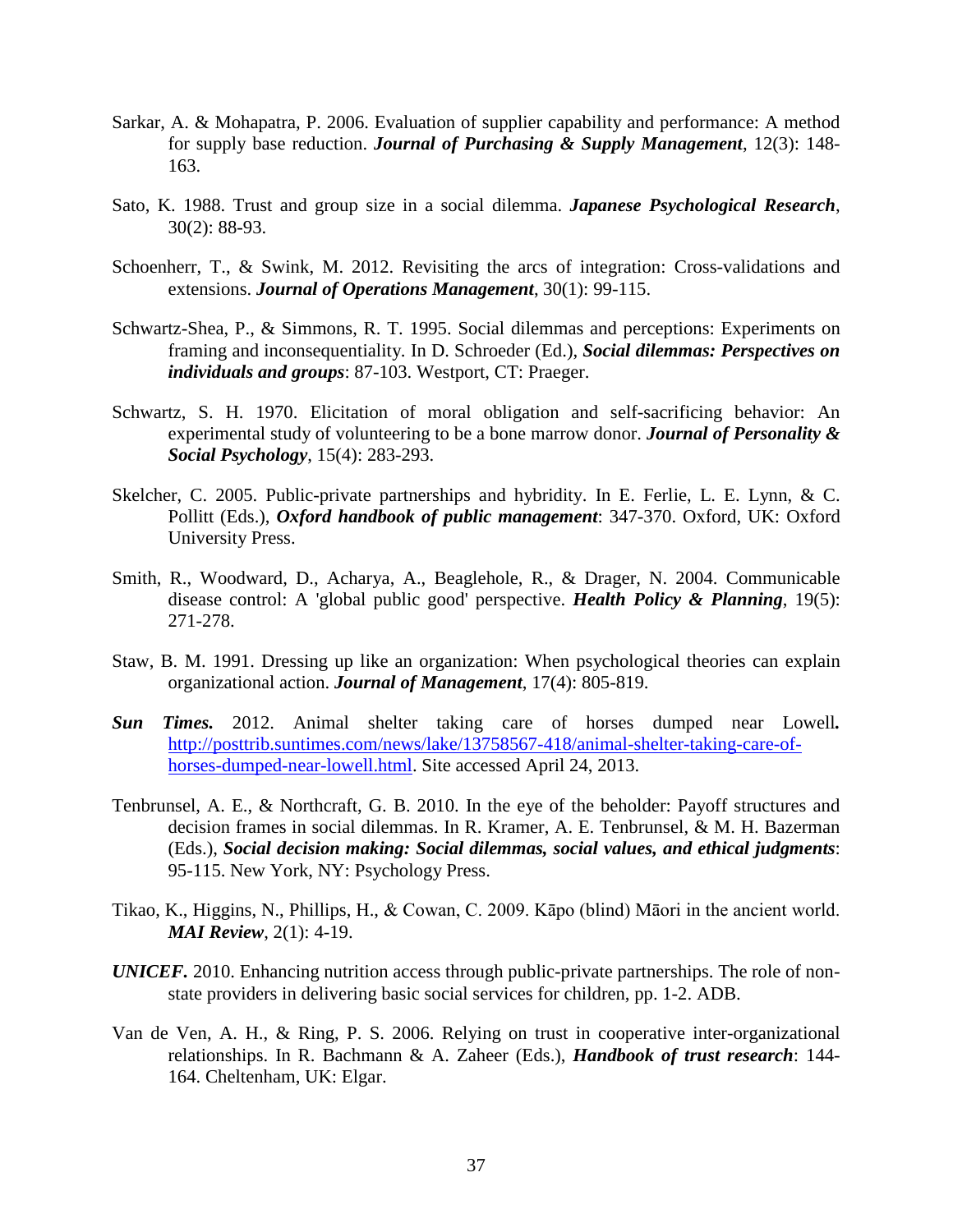Sarkar, A. & Mohapatra, P. 2006. Evaluation of supplier capability and performance: A method for supply base reduction. ***Journal of Purchasing & Supply Management***, 12(3): 148-163.

Sato, K. 1988. Trust and group size in a social dilemma. ***Japanese Psychological Research***, 30(2): 88-93.

Schoenherr, T., & Swink, M. 2012. Revisiting the arcs of integration: Cross-validations and extensions. ***Journal of Operations Management***, 30(1): 99-115.

Schwartz-Shea, P., & Simmons, R. T. 1995. Social dilemmas and perceptions: Experiments on framing and inconsequentiality. In D. Schroeder (Ed.), ***Social dilemmas: Perspectives on individuals and groups***: 87-103. Westport, CT: Praeger.

Schwartz, S. H. 1970. Elicitation of moral obligation and self-sacrificing behavior: An experimental study of volunteering to be a bone marrow donor. ***Journal of Personality & Social Psychology***, 15(4): 283-293.

Skelcher, C. 2005. Public-private partnerships and hybridity. In E. Ferlie, L. E. Lynn, & C. Pollitt (Eds.), ***Oxford handbook of public management***: 347-370. Oxford, UK: Oxford University Press.

Smith, R., Woodward, D., Acharya, A., Beaglehole, R., & Drager, N. 2004. Communicable disease control: A 'global public good' perspective. ***Health Policy & Planning***, 19(5): 271-278.

Staw, B. M. 1991. Dressing up like an organization: When psychological theories can explain organizational action. ***Journal of Management***, 17(4): 805-819.

***Sun Times.*** 2012. Animal shelter taking care of horses dumped near Lowell**.** http://posttrib.suntimes.com/news/lake/13758567-418/animal-shelter-taking-care-of-horses-dumped-near-lowell.html. Site accessed April 24, 2013.

Tenbrunsel, A. E., & Northcraft, G. B. 2010. In the eye of the beholder: Payoff structures and decision frames in social dilemmas. In R. Kramer, A. E. Tenbrunsel, & M. H. Bazerman (Eds.), ***Social decision making: Social dilemmas, social values, and ethical judgments***: 95-115. New York, NY: Psychology Press.

Tikao, K., Higgins, N., Phillips, H., & Cowan, C. 2009. Kāpo (blind) Māori in the ancient world. ***MAI Review***, 2(1): 4-19.

***UNICEF.*** 2010. Enhancing nutrition access through public-private partnerships. The role of non-state providers in delivering basic social services for children, pp. 1-2. ADB.

Van de Ven, A. H., & Ring, P. S. 2006. Relying on trust in cooperative inter-organizational relationships. In R. Bachmann & A. Zaheer (Eds.), ***Handbook of trust research***: 144-164. Cheltenham, UK: Elgar.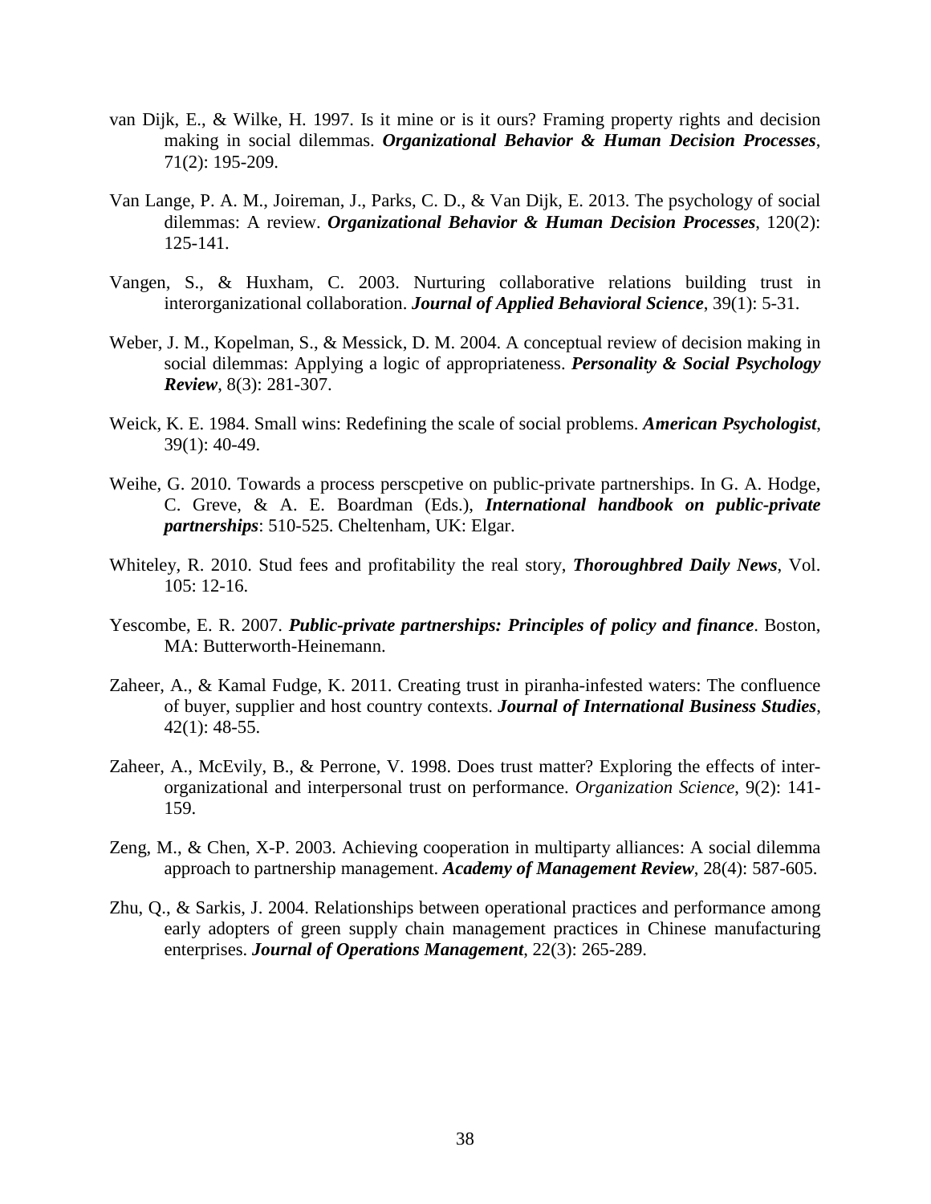van Dijk, E., & Wilke, H. 1997. Is it mine or is it ours? Framing property rights and decision making in social dilemmas. ***Organizational Behavior & Human Decision Processes***, 71(2): 195-209.

Van Lange, P. A. M., Joireman, J., Parks, C. D., & Van Dijk, E. 2013. The psychology of social dilemmas: A review. ***Organizational Behavior & Human Decision Processes***, 120(2): 125-141.

Vangen, S., & Huxham, C. 2003. Nurturing collaborative relations building trust in interorganizational collaboration. ***Journal of Applied Behavioral Science***, 39(1): 5-31.

Weber, J. M., Kopelman, S., & Messick, D. M. 2004. A conceptual review of decision making in social dilemmas: Applying a logic of appropriateness. ***Personality & Social Psychology Review***, 8(3): 281-307.

Weick, K. E. 1984. Small wins: Redefining the scale of social problems. ***American Psychologist***, 39(1): 40-49.

Weihe, G. 2010. Towards a process perscpetive on public-private partnerships. In G. A. Hodge, C. Greve, & A. E. Boardman (Eds.), ***International handbook on public-private partnerships***: 510-525. Cheltenham, UK: Elgar.

Whiteley, R. 2010. Stud fees and profitability the real story, ***Thoroughbred Daily News***, Vol. 105: 12-16.

Yescombe, E. R. 2007. ***Public-private partnerships: Principles of policy and finance***. Boston, MA: Butterworth-Heinemann.

Zaheer, A., & Kamal Fudge, K. 2011. Creating trust in piranha-infested waters: The confluence of buyer, supplier and host country contexts. ***Journal of International Business Studies***, 42(1): 48-55.

Zaheer, A., McEvily, B., & Perrone, V. 1998. Does trust matter? Exploring the effects of inter-organizational and interpersonal trust on performance. *Organization Science*, 9(2): 141-159.

Zeng, M., & Chen, X-P. 2003. Achieving cooperation in multiparty alliances: A social dilemma approach to partnership management. ***Academy of Management Review***, 28(4): 587-605.

Zhu, Q., & Sarkis, J. 2004. Relationships between operational practices and performance among early adopters of green supply chain management practices in Chinese manufacturing enterprises. ***Journal of Operations Management***, 22(3): 265-289.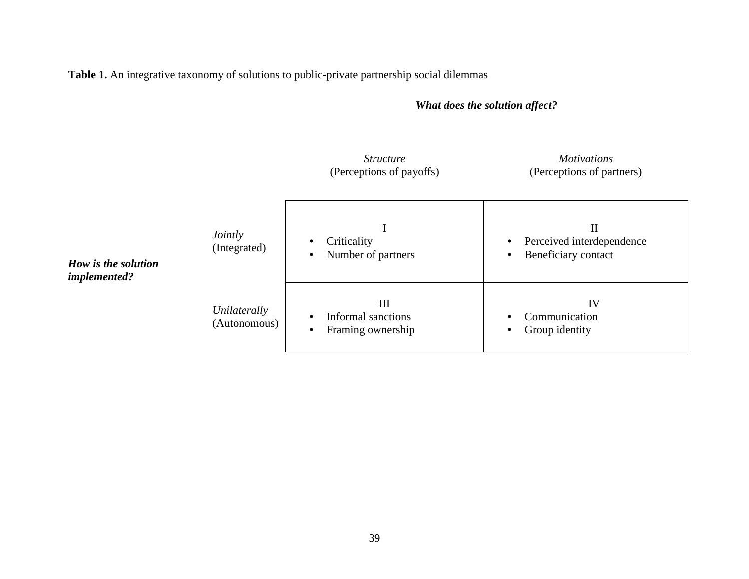**Table 1.** An integrative taxonomy of solutions to public-private partnership social dilemmas

| | | ***What does the solution affect?*** | |
|---|---|---|---|
| | | *Structure* (Perceptions of payoffs) | *Motivations* (Perceptions of partners) |
| ***How is the solution implemented?*** | *Jointly* (Integrated) | I<br>• Criticality<br>• Number of partners | II<br>• Perceived interdependence<br>• Beneficiary contact |
| | *Unilaterally* (Autonomous) | III<br>• Informal sanctions<br>• Framing ownership | IV<br>• Communication<br>• Group identity |